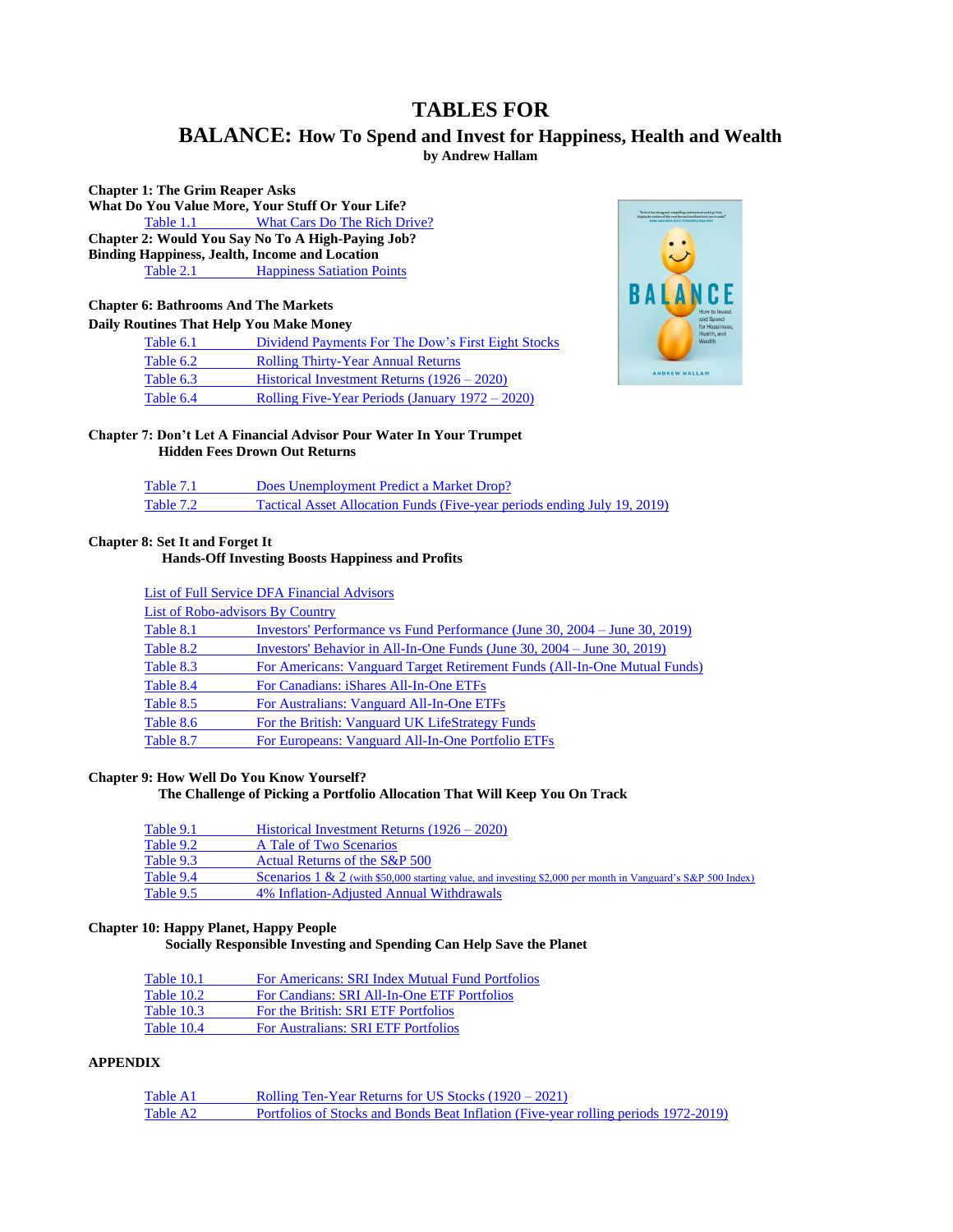# TABLES FOR

## BALANCE: How To Spend and Invest for Happiness, Health and Wealth

**by Andrew Hallam**

**Chapter 1: The Grim Reaper Asks**
**What Do You Value More, Your Stuff Or Your Life?**

- Table 1.1 — What Cars Do The Rich Drive?

**Chapter 2: Would You Say No To A High-Paying Job?**
**Binding Happiness, Jealth, Income and Location**

- Table 2.1 — Happiness Satiation Points

**Chapter 6: Bathrooms And The Markets**
**Daily Routines That Help You Make Money**

- Table 6.1 — Dividend Payments For The Dow's First Eight Stocks
- Table 6.2 — Rolling Thirty-Year Annual Returns
- Table 6.3 — Historical Investment Returns (1926 – 2020)
- Table 6.4 — Rolling Five-Year Periods (January 1972 – 2020)

**Chapter 7: Don't Let A Financial Advisor Pour Water In Your Trumpet**
**Hidden Fees Drown Out Returns**

- Table 7.1 — Does Unemployment Predict a Market Drop?
- Table 7.2 — Tactical Asset Allocation Funds (Five-year periods ending July 19, 2019)

**Chapter 8: Set It and Forget It**
**Hands-Off Investing Boosts Happiness and Profits**

- List of Full Service DFA Financial Advisors
- List of Robo-advisors By Country
- Table 8.1 — Investors' Performance vs Fund Performance (June 30, 2004 – June 30, 2019)
- Table 8.2 — Investors' Behavior in All-In-One Funds (June 30, 2004 – June 30, 2019)
- Table 8.3 — For Americans: Vanguard Target Retirement Funds (All-In-One Mutual Funds)
- Table 8.4 — For Canadians: iShares All-In-One ETFs
- Table 8.5 — For Australians: Vanguard All-In-One ETFs
- Table 8.6 — For the British: Vanguard UK LifeStrategy Funds
- Table 8.7 — For Europeans: Vanguard All-In-One Portfolio ETFs

**Chapter 9: How Well Do You Know Yourself?**
**The Challenge of Picking a Portfolio Allocation That Will Keep You On Track**

- Table 9.1 — Historical Investment Returns (1926 – 2020)
- Table 9.2 — A Tale of Two Scenarios
- Table 9.3 — Actual Returns of the S&P 500
- Table 9.4 — Scenarios 1 & 2 (with $50,000 starting value, and investing $2,000 per month in Vanguard's S&P 500 Index)
- Table 9.5 — 4% Inflation-Adjusted Annual Withdrawals

**Chapter 10: Happy Planet, Happy People**
**Socially Responsible Investing and Spending Can Help Save the Planet**

- Table 10.1 — For Americans: SRI Index Mutual Fund Portfolios
- Table 10.2 — For Candians: SRI All-In-One ETF Portfolios
- Table 10.3 — For the British: SRI ETF Portfolios
- Table 10.4 — For Australians: SRI ETF Portfolios

**APPENDIX**

- Table A1 — Rolling Ten-Year Returns for US Stocks (1920 – 2021)
- Table A2 — Portfolios of Stocks and Bonds Beat Inflation (Five-year rolling periods 1972-2019)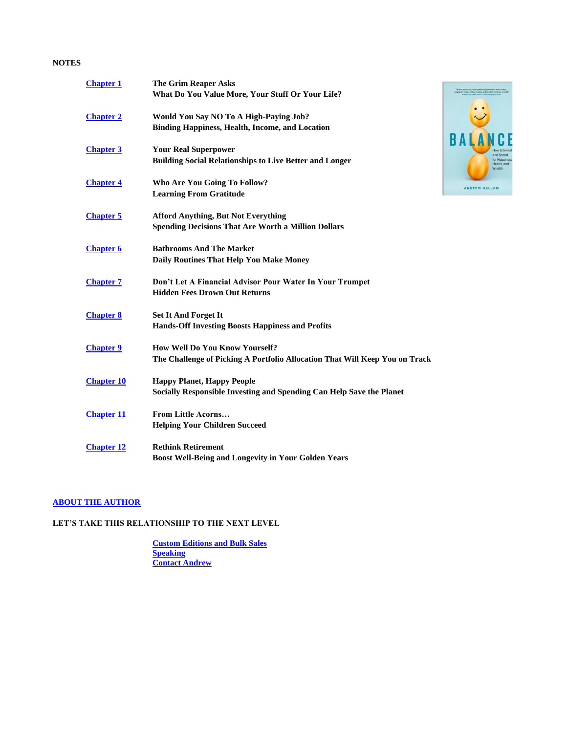NOTES

| | |
|---|---|
| Chapter 1 | **The Grim Reaper Asks**<br>**What Do You Value More, Your Stuff Or Your Life?** |
| Chapter 2 | **Would You Say NO To A High-Paying Job?**<br>**Binding Happiness, Health, Income, and Location** |
| Chapter 3 | **Your Real Superpower**<br>**Building Social Relationships to Live Better and Longer** |
| Chapter 4 | **Who Are You Going To Follow?**<br>**Learning From Gratitude** |
| Chapter 5 | **Afford Anything, But Not Everything**<br>**Spending Decisions That Are Worth a Million Dollars** |
| Chapter 6 | **Bathrooms And The Market**<br>**Daily Routines That Help You Make Money** |
| Chapter 7 | **Don't Let A Financial Advisor Pour Water In Your Trumpet**<br>**Hidden Fees Drown Out Returns** |
| Chapter 8 | **Set It And Forget It**<br>**Hands-Off Investing Boosts Happiness and Profits** |
| Chapter 9 | **How Well Do You Know Yourself?**<br>**The Challenge of Picking A Portfolio Allocation That Will Keep You on Track** |
| Chapter 10 | **Happy Planet, Happy People**<br>**Socially Responsible Investing and Spending Can Help Save the Planet** |
| Chapter 11 | **From Little Acorns…**<br>**Helping Your Children Succeed** |
| Chapter 12 | **Rethink Retirement**<br>**Boost Well-Being and Longevity in Your Golden Years** |

ABOUT THE AUTHOR

**LET'S TAKE THIS RELATIONSHIP TO THE NEXT LEVEL**

Custom Editions and Bulk Sales
Speaking
Contact Andrew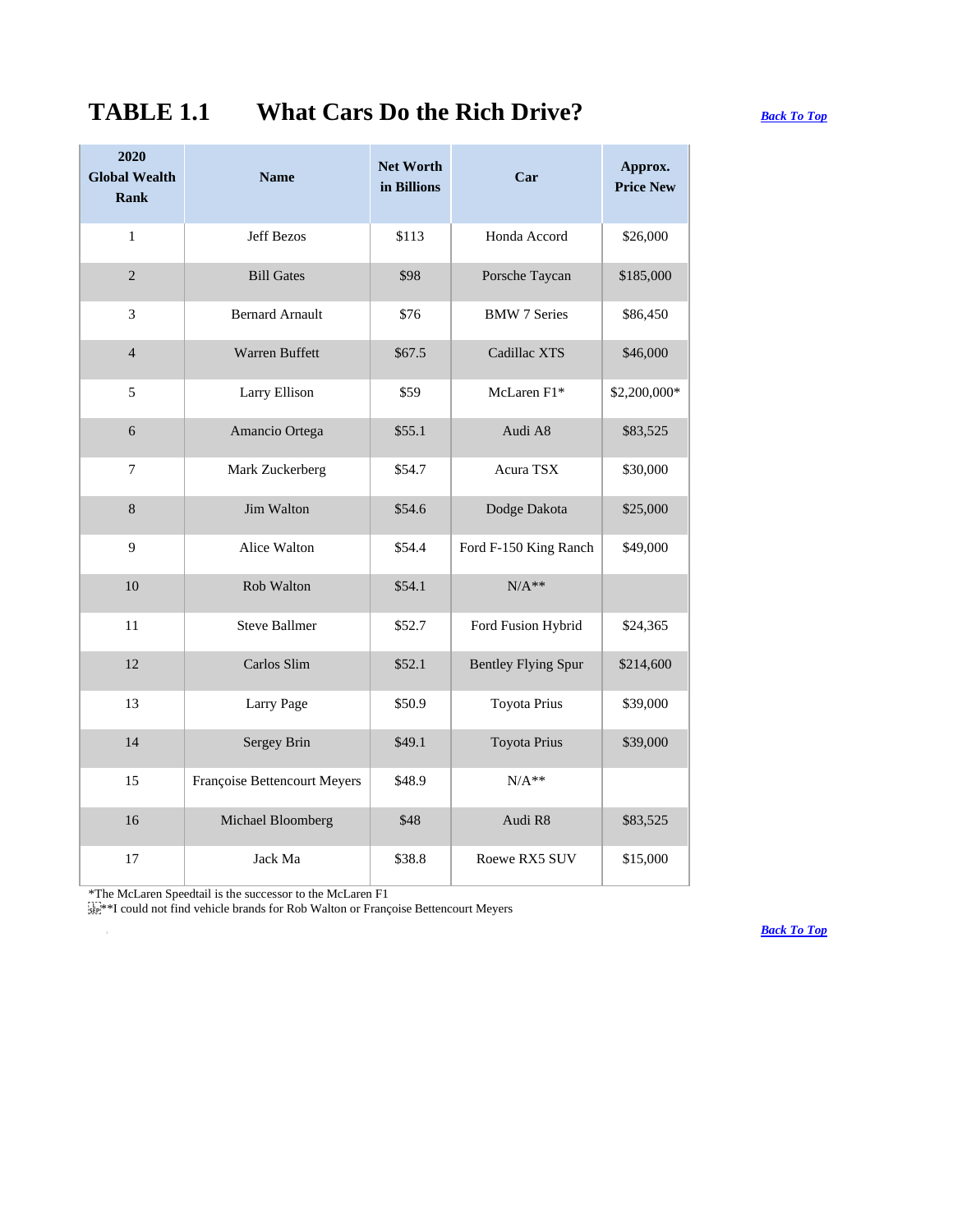# TABLE 1.1 What Cars Do the Rich Drive?

[Back To Top](#)

| 2020 Global Wealth Rank | Name | Net Worth in Billions | Car | Approx. Price New |
|---|---|---|---|---|
| 1 | Jeff Bezos | $113 | Honda Accord | $26,000 |
| 2 | Bill Gates | $98 | Porsche Taycan | $185,000 |
| 3 | Bernard Arnault | $76 | BMW 7 Series | $86,450 |
| 4 | Warren Buffett | $67.5 | Cadillac XTS | $46,000 |
| 5 | Larry Ellison | $59 | McLaren F1* | $2,200,000* |
| 6 | Amancio Ortega | $55.1 | Audi A8 | $83,525 |
| 7 | Mark Zuckerberg | $54.7 | Acura TSX | $30,000 |
| 8 | Jim Walton | $54.6 | Dodge Dakota | $25,000 |
| 9 | Alice Walton | $54.4 | Ford F-150 King Ranch | $49,000 |
| 10 | Rob Walton | $54.1 | N/A** | |
| 11 | Steve Ballmer | $52.7 | Ford Fusion Hybrid | $24,365 |
| 12 | Carlos Slim | $52.1 | Bentley Flying Spur | $214,600 |
| 13 | Larry Page | $50.9 | Toyota Prius | $39,000 |
| 14 | Sergey Brin | $49.1 | Toyota Prius | $39,000 |
| 15 | Françoise Bettencourt Meyers | $48.9 | N/A** | |
| 16 | Michael Bloomberg | $48 | Audi R8 | $83,525 |
| 17 | Jack Ma | $38.8 | Roewe RX5 SUV | $15,000 |

*The McLaren Speedtail is the successor to the McLaren F1

**I could not find vehicle brands for Rob Walton or Françoise Bettencourt Meyers

[Back To Top](#)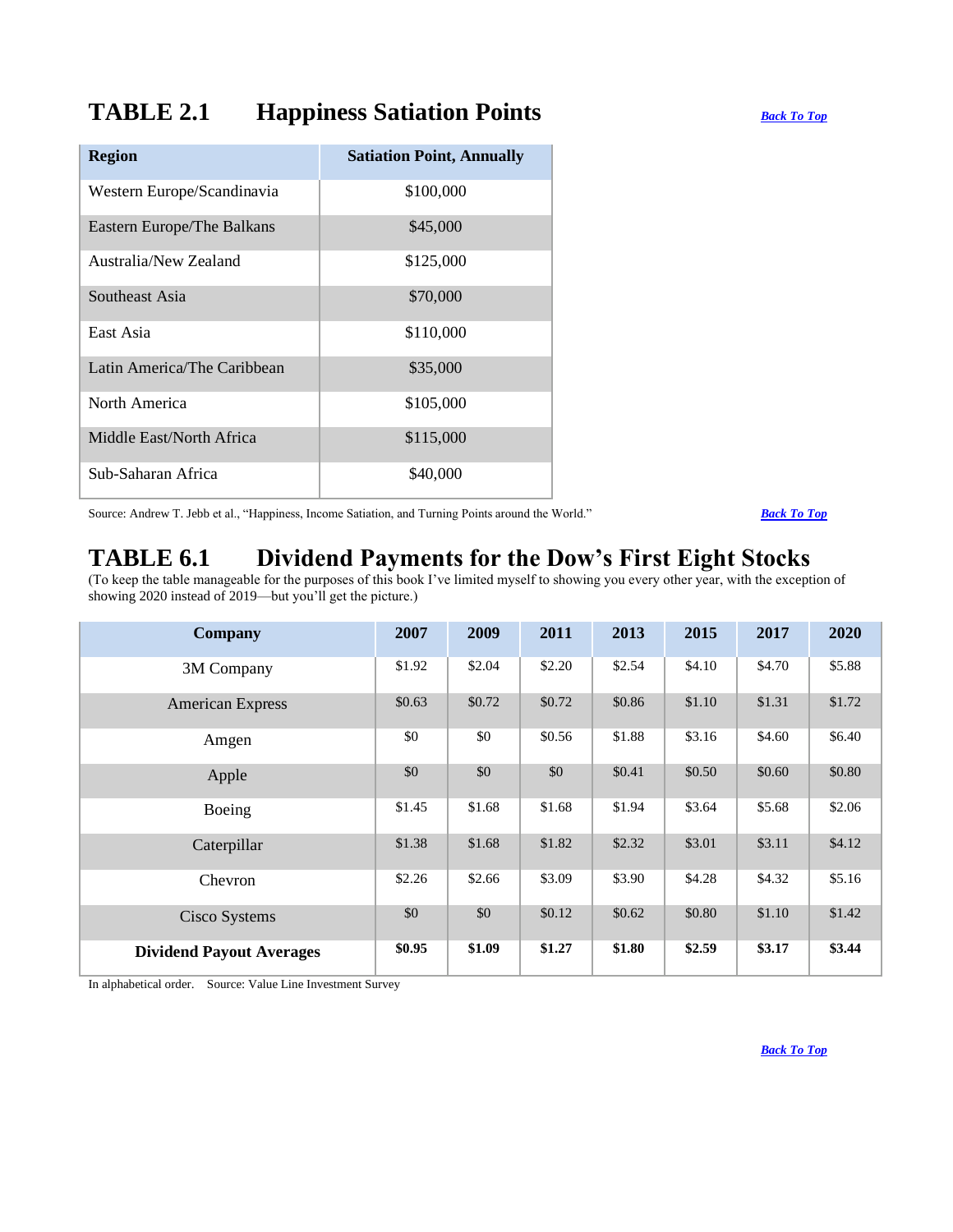## TABLE 2.1 Happiness Satiation Points

[Back To Top]

| Region | Satiation Point, Annually |
|---|---|
| Western Europe/Scandinavia | $100,000 |
| Eastern Europe/The Balkans | $45,000 |
| Australia/New Zealand | $125,000 |
| Southeast Asia | $70,000 |
| East Asia | $110,000 |
| Latin America/The Caribbean | $35,000 |
| North America | $105,000 |
| Middle East/North Africa | $115,000 |
| Sub-Saharan Africa | $40,000 |

Source: Andrew T. Jebb et al., "Happiness, Income Satiation, and Turning Points around the World."

[Back To Top]

## TABLE 6.1 Dividend Payments for the Dow's First Eight Stocks

(To keep the table manageable for the purposes of this book I've limited myself to showing you every other year, with the exception of showing 2020 instead of 2019—but you'll get the picture.)

| Company | 2007 | 2009 | 2011 | 2013 | 2015 | 2017 | 2020 |
|---|---|---|---|---|---|---|---|
| 3M Company | $1.92 | $2.04 | $2.20 | $2.54 | $4.10 | $4.70 | $5.88 |
| American Express | $0.63 | $0.72 | $0.72 | $0.86 | $1.10 | $1.31 | $1.72 |
| Amgen | $0 | $0 | $0.56 | $1.88 | $3.16 | $4.60 | $6.40 |
| Apple | $0 | $0 | $0 | $0.41 | $0.50 | $0.60 | $0.80 |
| Boeing | $1.45 | $1.68 | $1.68 | $1.94 | $3.64 | $5.68 | $2.06 |
| Caterpillar | $1.38 | $1.68 | $1.82 | $2.32 | $3.01 | $3.11 | $4.12 |
| Chevron | $2.26 | $2.66 | $3.09 | $3.90 | $4.28 | $4.32 | $5.16 |
| Cisco Systems | $0 | $0 | $0.12 | $0.62 | $0.80 | $1.10 | $1.42 |
| **Dividend Payout Averages** | **$0.95** | **$1.09** | **$1.27** | **$1.80** | **$2.59** | **$3.17** | **$3.44** |

In alphabetical order. Source: Value Line Investment Survey

[Back To Top]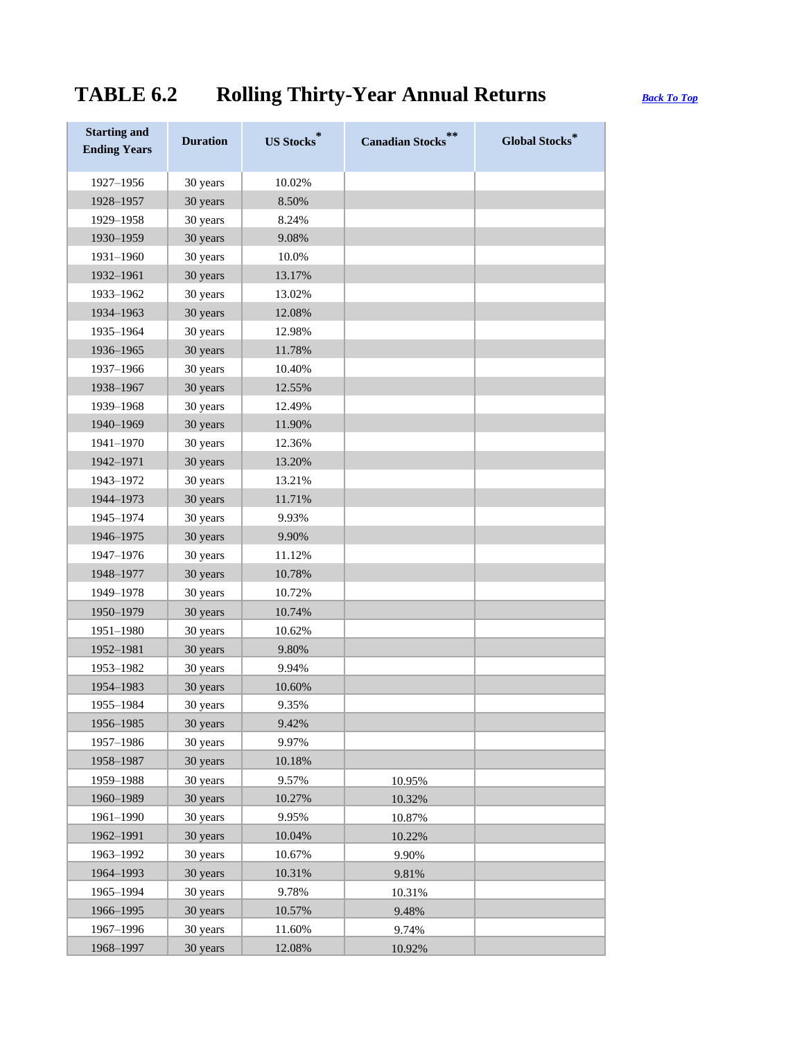## TABLE 6.2 Rolling Thirty-Year Annual Returns

*Back To Top*

| Starting and Ending Years | Duration | US Stocks* | Canadian Stocks** | Global Stocks* |
|---|---|---|---|---|
| 1927–1956 | 30 years | 10.02% | | |
| 1928–1957 | 30 years | 8.50% | | |
| 1929–1958 | 30 years | 8.24% | | |
| 1930–1959 | 30 years | 9.08% | | |
| 1931–1960 | 30 years | 10.0% | | |
| 1932–1961 | 30 years | 13.17% | | |
| 1933–1962 | 30 years | 13.02% | | |
| 1934–1963 | 30 years | 12.08% | | |
| 1935–1964 | 30 years | 12.98% | | |
| 1936–1965 | 30 years | 11.78% | | |
| 1937–1966 | 30 years | 10.40% | | |
| 1938–1967 | 30 years | 12.55% | | |
| 1939–1968 | 30 years | 12.49% | | |
| 1940–1969 | 30 years | 11.90% | | |
| 1941–1970 | 30 years | 12.36% | | |
| 1942–1971 | 30 years | 13.20% | | |
| 1943–1972 | 30 years | 13.21% | | |
| 1944–1973 | 30 years | 11.71% | | |
| 1945–1974 | 30 years | 9.93% | | |
| 1946–1975 | 30 years | 9.90% | | |
| 1947–1976 | 30 years | 11.12% | | |
| 1948–1977 | 30 years | 10.78% | | |
| 1949–1978 | 30 years | 10.72% | | |
| 1950–1979 | 30 years | 10.74% | | |
| 1951–1980 | 30 years | 10.62% | | |
| 1952–1981 | 30 years | 9.80% | | |
| 1953–1982 | 30 years | 9.94% | | |
| 1954–1983 | 30 years | 10.60% | | |
| 1955–1984 | 30 years | 9.35% | | |
| 1956–1985 | 30 years | 9.42% | | |
| 1957–1986 | 30 years | 9.97% | | |
| 1958–1987 | 30 years | 10.18% | | |
| 1959–1988 | 30 years | 9.57% | 10.95% | |
| 1960–1989 | 30 years | 10.27% | 10.32% | |
| 1961–1990 | 30 years | 9.95% | 10.87% | |
| 1962–1991 | 30 years | 10.04% | 10.22% | |
| 1963–1992 | 30 years | 10.67% | 9.90% | |
| 1964–1993 | 30 years | 10.31% | 9.81% | |
| 1965–1994 | 30 years | 9.78% | 10.31% | |
| 1966–1995 | 30 years | 10.57% | 9.48% | |
| 1967–1996 | 30 years | 11.60% | 9.74% | |
| 1968–1997 | 30 years | 12.08% | 10.92% | |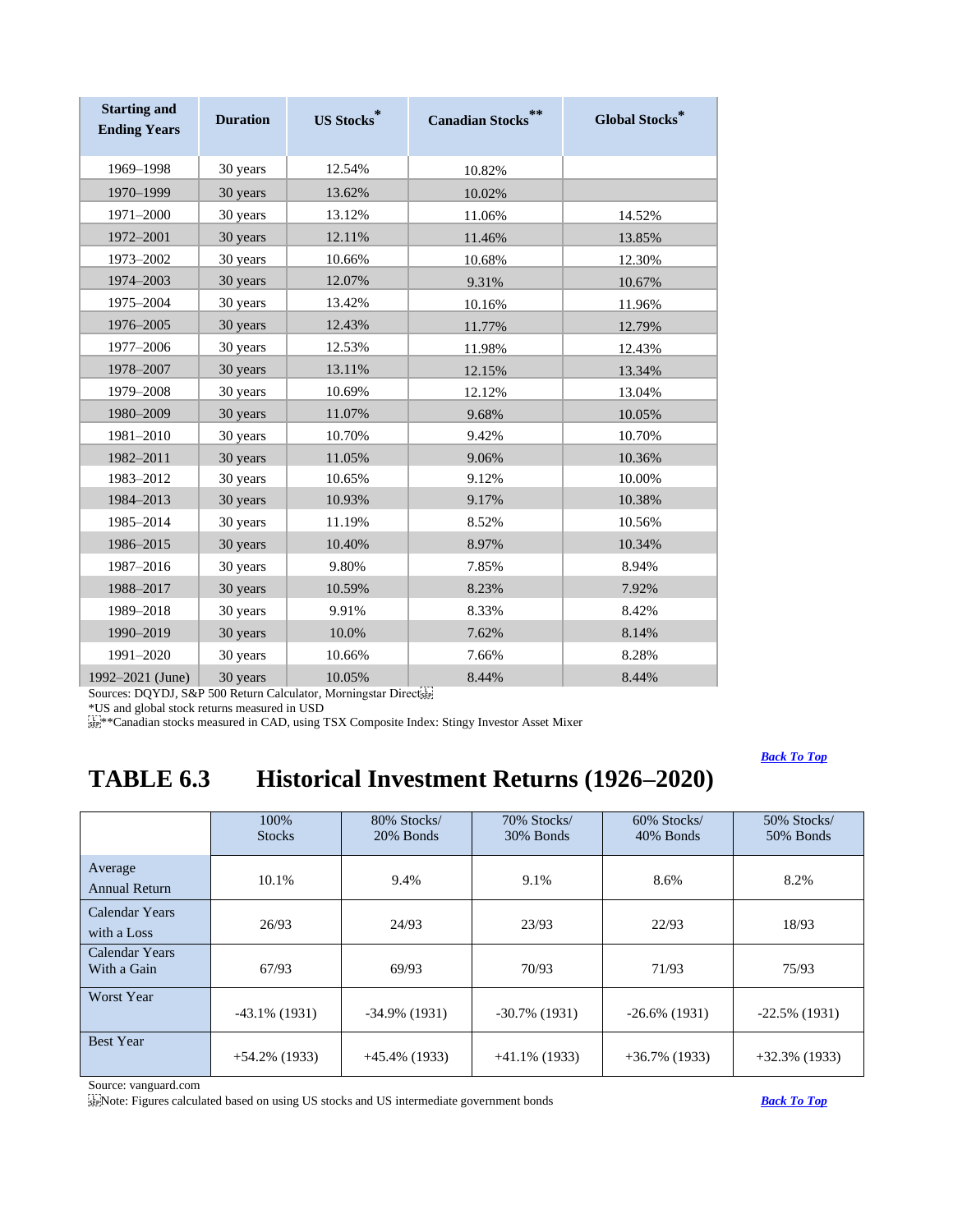| Starting and Ending Years | Duration | US Stocks* | Canadian Stocks** | Global Stocks* |
|---|---|---|---|---|
| 1969–1998 | 30 years | 12.54% | 10.82% | |
| 1970–1999 | 30 years | 13.62% | 10.02% | |
| 1971–2000 | 30 years | 13.12% | 11.06% | 14.52% |
| 1972–2001 | 30 years | 12.11% | 11.46% | 13.85% |
| 1973–2002 | 30 years | 10.66% | 10.68% | 12.30% |
| 1974–2003 | 30 years | 12.07% | 9.31% | 10.67% |
| 1975–2004 | 30 years | 13.42% | 10.16% | 11.96% |
| 1976–2005 | 30 years | 12.43% | 11.77% | 12.79% |
| 1977–2006 | 30 years | 12.53% | 11.98% | 12.43% |
| 1978–2007 | 30 years | 13.11% | 12.15% | 13.34% |
| 1979–2008 | 30 years | 10.69% | 12.12% | 13.04% |
| 1980–2009 | 30 years | 11.07% | 9.68% | 10.05% |
| 1981–2010 | 30 years | 10.70% | 9.42% | 10.70% |
| 1982–2011 | 30 years | 11.05% | 9.06% | 10.36% |
| 1983–2012 | 30 years | 10.65% | 9.12% | 10.00% |
| 1984–2013 | 30 years | 10.93% | 9.17% | 10.38% |
| 1985–2014 | 30 years | 11.19% | 8.52% | 10.56% |
| 1986–2015 | 30 years | 10.40% | 8.97% | 10.34% |
| 1987–2016 | 30 years | 9.80% | 7.85% | 8.94% |
| 1988–2017 | 30 years | 10.59% | 8.23% | 7.92% |
| 1989–2018 | 30 years | 9.91% | 8.33% | 8.42% |
| 1990–2019 | 30 years | 10.0% | 7.62% | 8.14% |
| 1991–2020 | 30 years | 10.66% | 7.66% | 8.28% |
| 1992–2021 (June) | 30 years | 10.05% | 8.44% | 8.44% |

Sources: DQYDJ, S&P 500 Return Calculator, Morningstar Direct

*US and global stock returns measured in USD

**Canadian stocks measured in CAD, using TSX Composite Index: Stingy Investor Asset Mixer

*Back To Top*

## TABLE 6.3 Historical Investment Returns (1926–2020)

| | 100% Stocks | 80% Stocks/ 20% Bonds | 70% Stocks/ 30% Bonds | 60% Stocks/ 40% Bonds | 50% Stocks/ 50% Bonds |
|---|---|---|---|---|---|
| Average Annual Return | 10.1% | 9.4% | 9.1% | 8.6% | 8.2% |
| Calendar Years with a Loss | 26/93 | 24/93 | 23/93 | 22/93 | 18/93 |
| Calendar Years With a Gain | 67/93 | 69/93 | 70/93 | 71/93 | 75/93 |
| Worst Year | -43.1% (1931) | -34.9% (1931) | -30.7% (1931) | -26.6% (1931) | -22.5% (1931) |
| Best Year | +54.2% (1933) | +45.4% (1933) | +41.1% (1933) | +36.7% (1933) | +32.3% (1933) |

Source: vanguard.com

Note: Figures calculated based on using US stocks and US intermediate government bonds

*Back To Top*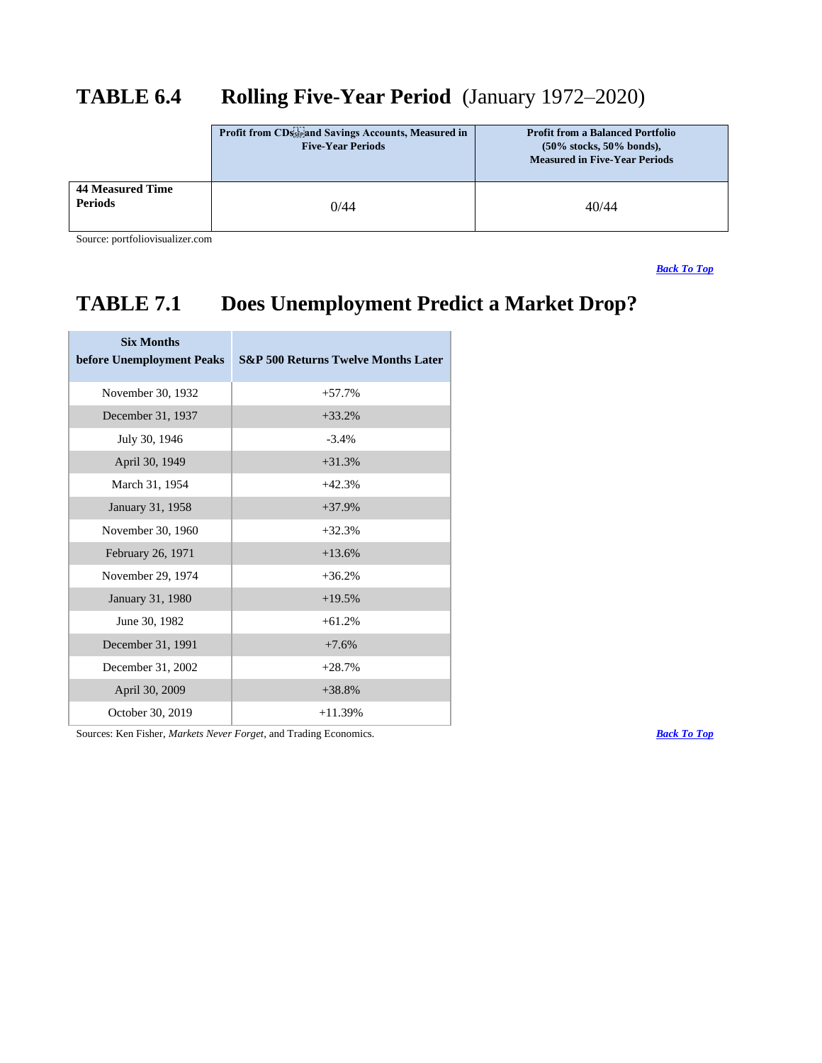## TABLE 6.4 Rolling Five-Year Period (January 1972–2020)

| | Profit from CDs and Savings Accounts, Measured in Five-Year Periods | Profit from a Balanced Portfolio (50% stocks, 50% bonds), Measured in Five-Year Periods |
|---|---|---|
| **44 Measured Time Periods** | 0/44 | 40/44 |

Source: portfoliovisualizer.com

*Back To Top*

## TABLE 7.1 Does Unemployment Predict a Market Drop?

| Six Months before Unemployment Peaks | S&P 500 Returns Twelve Months Later |
|---|---|
| November 30, 1932 | +57.7% |
| December 31, 1937 | +33.2% |
| July 30, 1946 | -3.4% |
| April 30, 1949 | +31.3% |
| March 31, 1954 | +42.3% |
| January 31, 1958 | +37.9% |
| November 30, 1960 | +32.3% |
| February 26, 1971 | +13.6% |
| November 29, 1974 | +36.2% |
| January 31, 1980 | +19.5% |
| June 30, 1982 | +61.2% |
| December 31, 1991 | +7.6% |
| December 31, 2002 | +28.7% |
| April 30, 2009 | +38.8% |
| October 30, 2019 | +11.39% |

Sources: Ken Fisher, *Markets Never Forget*, and Trading Economics.

*Back To Top*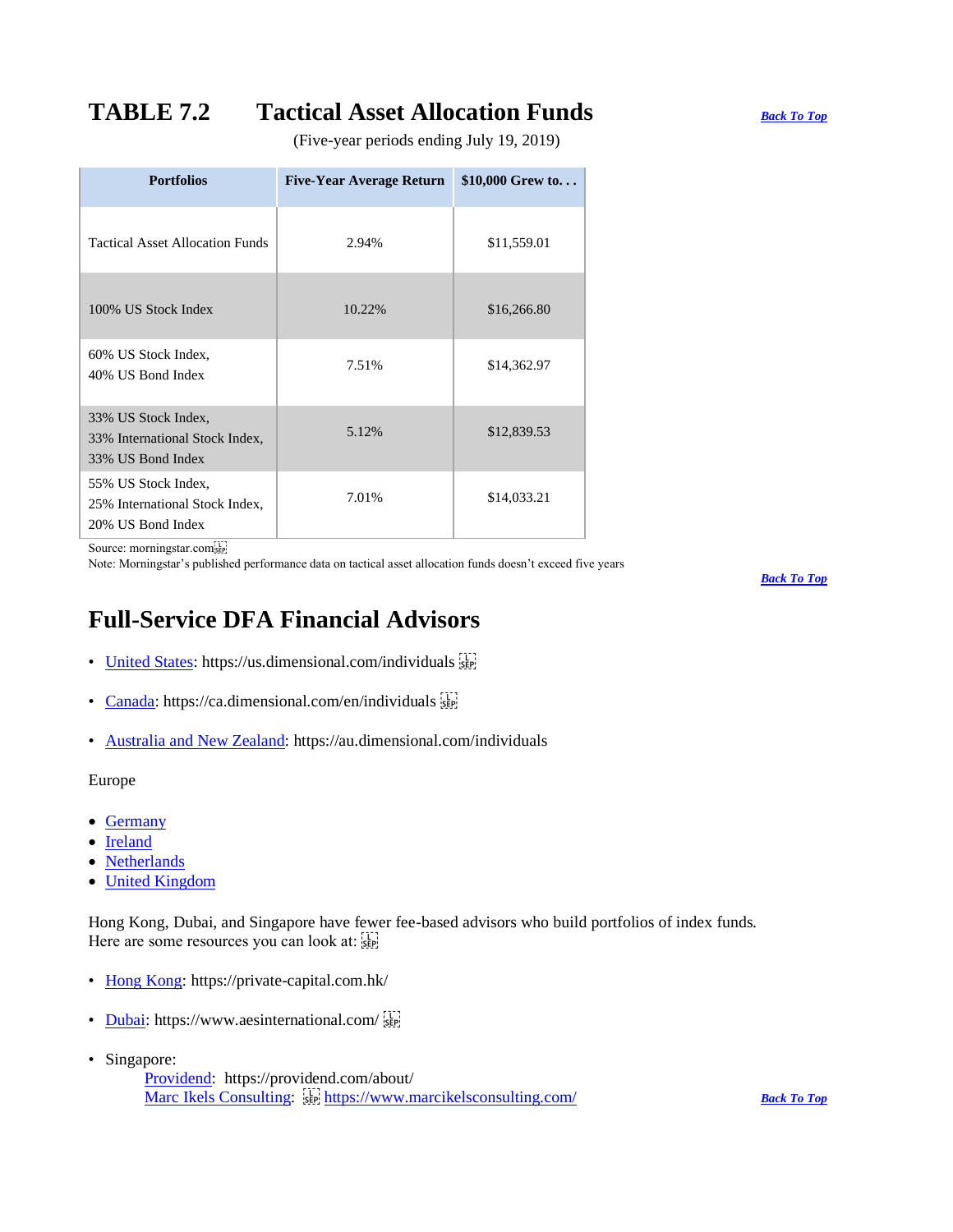## TABLE 7.2 Tactical Asset Allocation Funds

[Back To Top]

(Five-year periods ending July 19, 2019)

| Portfolios | Five-Year Average Return | $10,000 Grew to. . . |
|---|---|---|
| Tactical Asset Allocation Funds | 2.94% | $11,559.01 |
| 100% US Stock Index | 10.22% | $16,266.80 |
| 60% US Stock Index, 40% US Bond Index | 7.51% | $14,362.97 |
| 33% US Stock Index, 33% International Stock Index, 33% US Bond Index | 5.12% | $12,839.53 |
| 55% US Stock Index, 25% International Stock Index, 20% US Bond Index | 7.01% | $14,033.21 |

Source: morningstar.com
Note: Morningstar's published performance data on tactical asset allocation funds doesn't exceed five years

[Back To Top]

# Full-Service DFA Financial Advisors

- United States: https://us.dimensional.com/individuals
- Canada: https://ca.dimensional.com/en/individuals
- Australia and New Zealand: https://au.dimensional.com/individuals

Europe

- Germany
- Ireland
- Netherlands
- United Kingdom

Hong Kong, Dubai, and Singapore have fewer fee-based advisors who build portfolios of index funds. Here are some resources you can look at:

- Hong Kong: https://private-capital.com.hk/
- Dubai: https://www.aesinternational.com/
- Singapore:
  - Providend: https://providend.com/about/
  - Marc Ikels Consulting: https://www.marcikelsconsulting.com/

[Back To Top]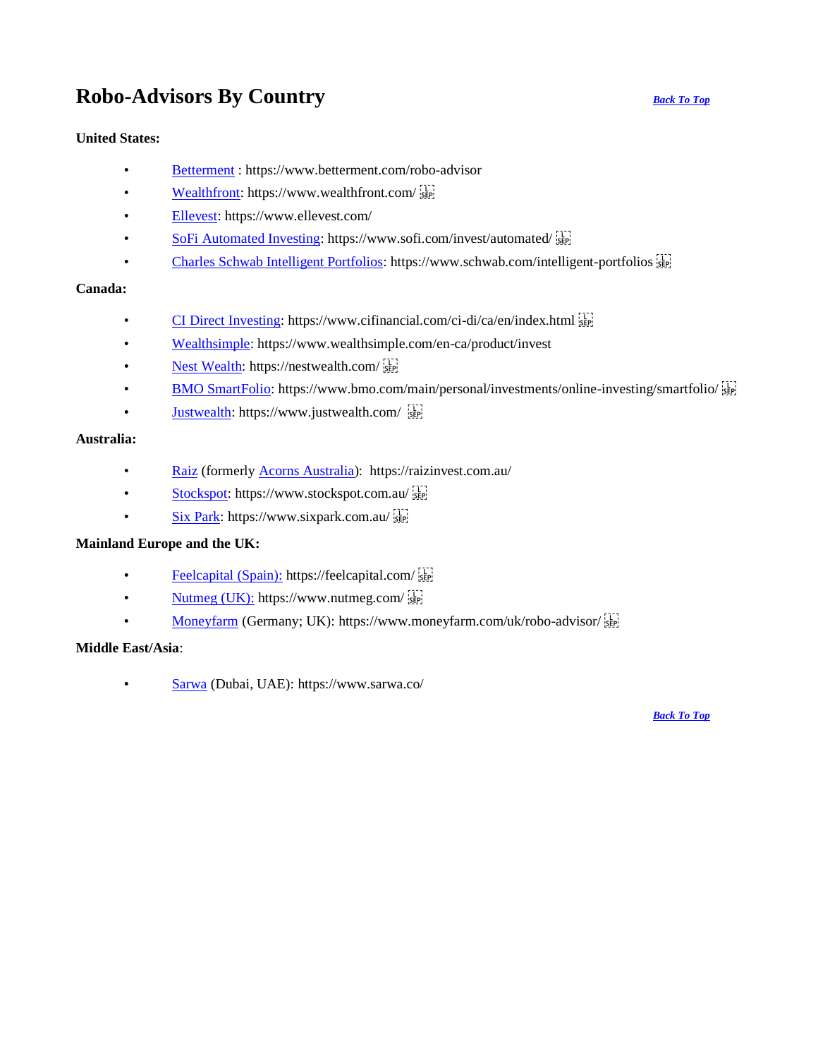# Robo-Advisors By Country

*Back To Top*

**United States:**

- Betterment : https://www.betterment.com/robo-advisor
- Wealthfront: https://www.wealthfront.com/
- Ellevest: https://www.ellevest.com/
- SoFi Automated Investing: https://www.sofi.com/invest/automated/
- Charles Schwab Intelligent Portfolios: https://www.schwab.com/intelligent-portfolios

**Canada:**

- CI Direct Investing: https://www.cifinancial.com/ci-di/ca/en/index.html
- Wealthsimple: https://www.wealthsimple.com/en-ca/product/invest
- Nest Wealth: https://nestwealth.com/
- BMO SmartFolio: https://www.bmo.com/main/personal/investments/online-investing/smartfolio/
- Justwealth: https://www.justwealth.com/

**Australia:**

- Raiz (formerly Acorns Australia): https://raizinvest.com.au/
- Stockspot: https://www.stockspot.com.au/
- Six Park: https://www.sixpark.com.au/

**Mainland Europe and the UK:**

- Feelcapital (Spain): https://feelcapital.com/
- Nutmeg (UK): https://www.nutmeg.com/
- Moneyfarm (Germany; UK): https://www.moneyfarm.com/uk/robo-advisor/

**Middle East/Asia**:

- Sarwa (Dubai, UAE): https://www.sarwa.co/

*Back To Top*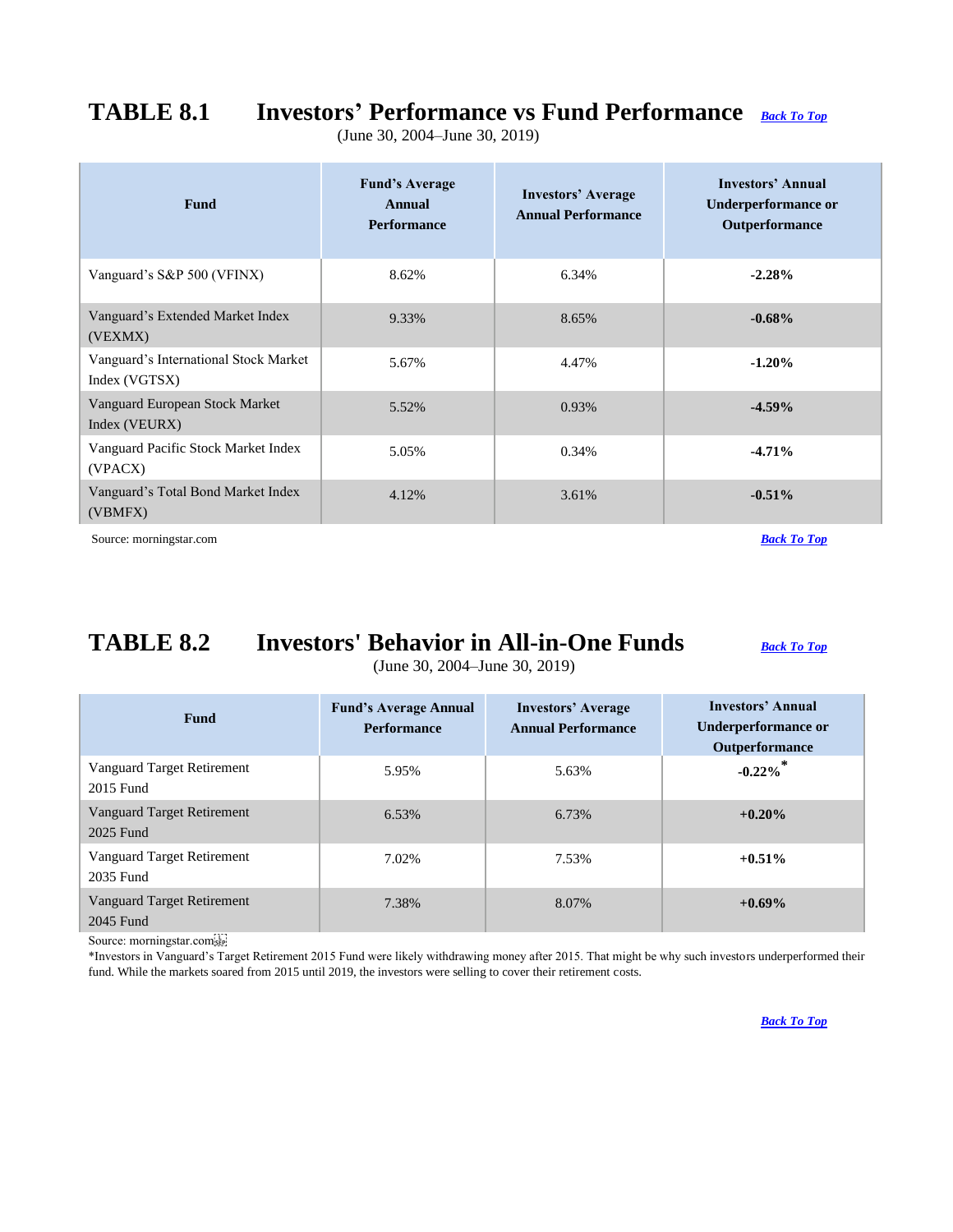## TABLE 8.1 Investors' Performance vs Fund Performance

*Back To Top*

(June 30, 2004–June 30, 2019)

| Fund | Fund's Average Annual Performance | Investors' Average Annual Performance | Investors' Annual Underperformance or Outperformance |
|---|---|---|---|
| Vanguard's S&P 500 (VFINX) | 8.62% | 6.34% | **-2.28%** |
| Vanguard's Extended Market Index (VEXMX) | 9.33% | 8.65% | **-0.68%** |
| Vanguard's International Stock Market Index (VGTSX) | 5.67% | 4.47% | **-1.20%** |
| Vanguard European Stock Market Index (VEURX) | 5.52% | 0.93% | **-4.59%** |
| Vanguard Pacific Stock Market Index (VPACX) | 5.05% | 0.34% | **-4.71%** |
| Vanguard's Total Bond Market Index (VBMFX) | 4.12% | 3.61% | **-0.51%** |

Source: morningstar.com

*Back To Top*

## TABLE 8.2 Investors' Behavior in All-in-One Funds

*Back To Top*

(June 30, 2004–June 30, 2019)

| Fund | Fund's Average Annual Performance | Investors' Average Annual Performance | Investors' Annual Underperformance or Outperformance |
|---|---|---|---|
| Vanguard Target Retirement 2015 Fund | 5.95% | 5.63% | **-0.22%*** |
| Vanguard Target Retirement 2025 Fund | 6.53% | 6.73% | **+0.20%** |
| Vanguard Target Retirement 2035 Fund | 7.02% | 7.53% | **+0.51%** |
| Vanguard Target Retirement 2045 Fund | 7.38% | 8.07% | **+0.69%** |

Source: morningstar.com

*Investors in Vanguard's Target Retirement 2015 Fund were likely withdrawing money after 2015. That might be why such investors underperformed their fund. While the markets soared from 2015 until 2019, the investors were selling to cover their retirement costs.

*Back To Top*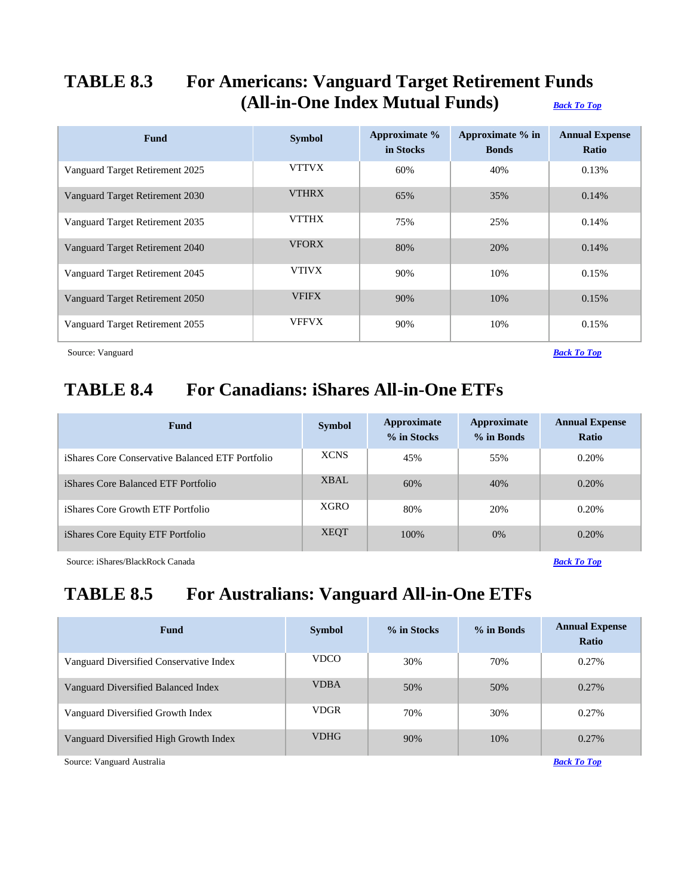## TABLE 8.3 For Americans: Vanguard Target Retirement Funds (All-in-One Index Mutual Funds)

*Back To Top*

| Fund | Symbol | Approximate % in Stocks | Approximate % in Bonds | Annual Expense Ratio |
|---|---|---|---|---|
| Vanguard Target Retirement 2025 | VTTVX | 60% | 40% | 0.13% |
| Vanguard Target Retirement 2030 | VTHRX | 65% | 35% | 0.14% |
| Vanguard Target Retirement 2035 | VTTHX | 75% | 25% | 0.14% |
| Vanguard Target Retirement 2040 | VFORX | 80% | 20% | 0.14% |
| Vanguard Target Retirement 2045 | VTIVX | 90% | 10% | 0.15% |
| Vanguard Target Retirement 2050 | VFIFX | 90% | 10% | 0.15% |
| Vanguard Target Retirement 2055 | VFFVX | 90% | 10% | 0.15% |

Source: Vanguard

*Back To Top*

## TABLE 8.4 For Canadians: iShares All-in-One ETFs

| Fund | Symbol | Approximate % in Stocks | Approximate % in Bonds | Annual Expense Ratio |
|---|---|---|---|---|
| iShares Core Conservative Balanced ETF Portfolio | XCNS | 45% | 55% | 0.20% |
| iShares Core Balanced ETF Portfolio | XBAL | 60% | 40% | 0.20% |
| iShares Core Growth ETF Portfolio | XGRO | 80% | 20% | 0.20% |
| iShares Core Equity ETF Portfolio | XEQT | 100% | 0% | 0.20% |

Source: iShares/BlackRock Canada

*Back To Top*

## TABLE 8.5 For Australians: Vanguard All-in-One ETFs

| Fund | Symbol | % in Stocks | % in Bonds | Annual Expense Ratio |
|---|---|---|---|---|
| Vanguard Diversified Conservative Index | VDCO | 30% | 70% | 0.27% |
| Vanguard Diversified Balanced Index | VDBA | 50% | 50% | 0.27% |
| Vanguard Diversified Growth Index | VDGR | 70% | 30% | 0.27% |
| Vanguard Diversified High Growth Index | VDHG | 90% | 10% | 0.27% |

Source: Vanguard Australia

*Back To Top*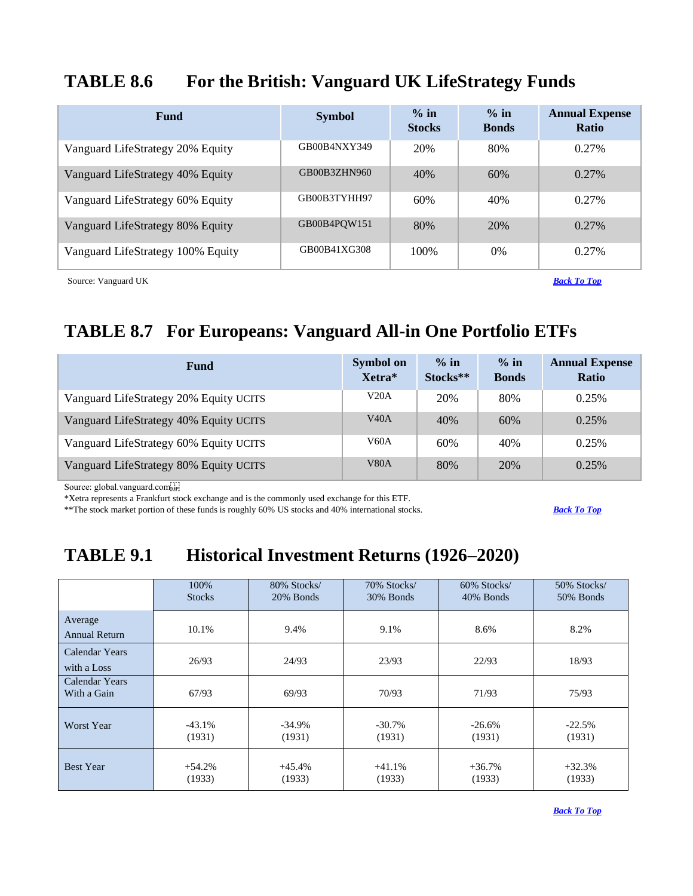## TABLE 8.6 For the British: Vanguard UK LifeStrategy Funds

| Fund | Symbol | % in Stocks | % in Bonds | Annual Expense Ratio |
|---|---|---|---|---|
| Vanguard LifeStrategy 20% Equity | GB00B4NXY349 | 20% | 80% | 0.27% |
| Vanguard LifeStrategy 40% Equity | GB00B3ZHN960 | 40% | 60% | 0.27% |
| Vanguard LifeStrategy 60% Equity | GB00B3TYHH97 | 60% | 40% | 0.27% |
| Vanguard LifeStrategy 80% Equity | GB00B4PQW151 | 80% | 20% | 0.27% |
| Vanguard LifeStrategy 100% Equity | GB00B41XG308 | 100% | 0% | 0.27% |

Source: Vanguard UK

*Back To Top*

## TABLE 8.7 For Europeans: Vanguard All-in One Portfolio ETFs

| Fund | Symbol on Xetra* | % in Stocks** | % in Bonds | Annual Expense Ratio |
|---|---|---|---|---|
| Vanguard LifeStrategy 20% Equity UCITS | V20A | 20% | 80% | 0.25% |
| Vanguard LifeStrategy 40% Equity UCITS | V40A | 40% | 60% | 0.25% |
| Vanguard LifeStrategy 60% Equity UCITS | V60A | 60% | 40% | 0.25% |
| Vanguard LifeStrategy 80% Equity UCITS | V80A | 80% | 20% | 0.25% |

Source: global.vanguard.com

*Xetra represents a Frankfurt stock exchange and is the commonly used exchange for this ETF.

**The stock market portion of these funds is roughly 60% US stocks and 40% international stocks.

*Back To Top*

## TABLE 9.1 Historical Investment Returns (1926–2020)

| | 100% Stocks | 80% Stocks/ 20% Bonds | 70% Stocks/ 30% Bonds | 60% Stocks/ 40% Bonds | 50% Stocks/ 50% Bonds |
|---|---|---|---|---|---|
| Average Annual Return | 10.1% | 9.4% | 9.1% | 8.6% | 8.2% |
| Calendar Years with a Loss | 26/93 | 24/93 | 23/93 | 22/93 | 18/93 |
| Calendar Years With a Gain | 67/93 | 69/93 | 70/93 | 71/93 | 75/93 |
| Worst Year | -43.1% (1931) | -34.9% (1931) | -30.7% (1931) | -26.6% (1931) | -22.5% (1931) |
| Best Year | +54.2% (1933) | +45.4% (1933) | +41.1% (1933) | +36.7% (1933) | +32.3% (1933) |

*Back To Top*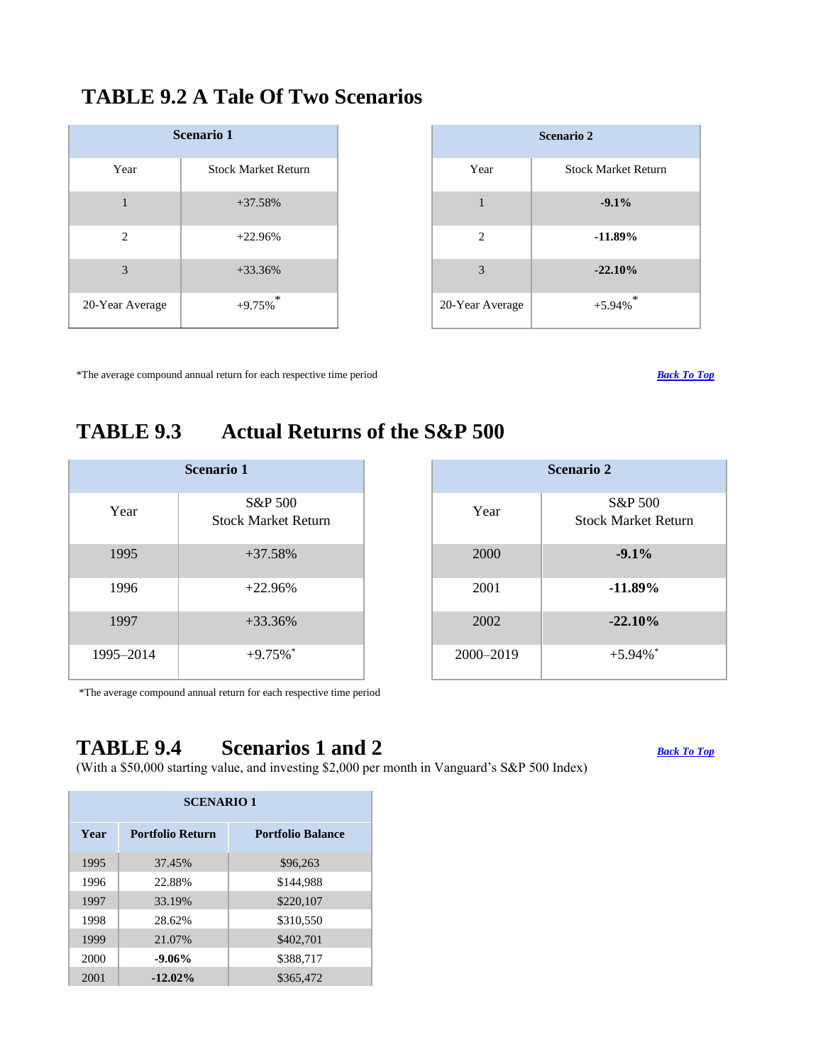## TABLE 9.2 A Tale Of Two Scenarios

| Scenario 1 | |
|---|---|
| Year | Stock Market Return |
| 1 | +37.58% |
| 2 | +22.96% |
| 3 | +33.36% |
| 20-Year Average | +9.75%* |

| Scenario 2 | |
|---|---|
| Year | Stock Market Return |
| 1 | **-9.1%** |
| 2 | **-11.89%** |
| 3 | **-22.10%** |
| 20-Year Average | +5.94%* |

*The average compound annual return for each respective time period

[*Back To Top*]

## TABLE 9.3 Actual Returns of the S&P 500

| Scenario 1 | |
|---|---|
| Year | S&P 500 Stock Market Return |
| 1995 | +37.58% |
| 1996 | +22.96% |
| 1997 | +33.36% |
| 1995–2014 | +9.75%* |

| Scenario 2 | |
|---|---|
| Year | S&P 500 Stock Market Return |
| 2000 | **-9.1%** |
| 2001 | **-11.89%** |
| 2002 | **-22.10%** |
| 2000–2019 | +5.94%* |

*The average compound annual return for each respective time period

## TABLE 9.4 Scenarios 1 and 2

[*Back To Top*]

(With a $50,000 starting value, and investing $2,000 per month in Vanguard's S&P 500 Index)

| SCENARIO 1 | | |
|---|---|---|
| **Year** | **Portfolio Return** | **Portfolio Balance** |
| 1995 | 37.45% | $96,263 |
| 1996 | 22.88% | $144,988 |
| 1997 | 33.19% | $220,107 |
| 1998 | 28.62% | $310,550 |
| 1999 | 21.07% | $402,701 |
| 2000 | **-9.06%** | $388,717 |
| 2001 | **-12.02%** | $365,472 |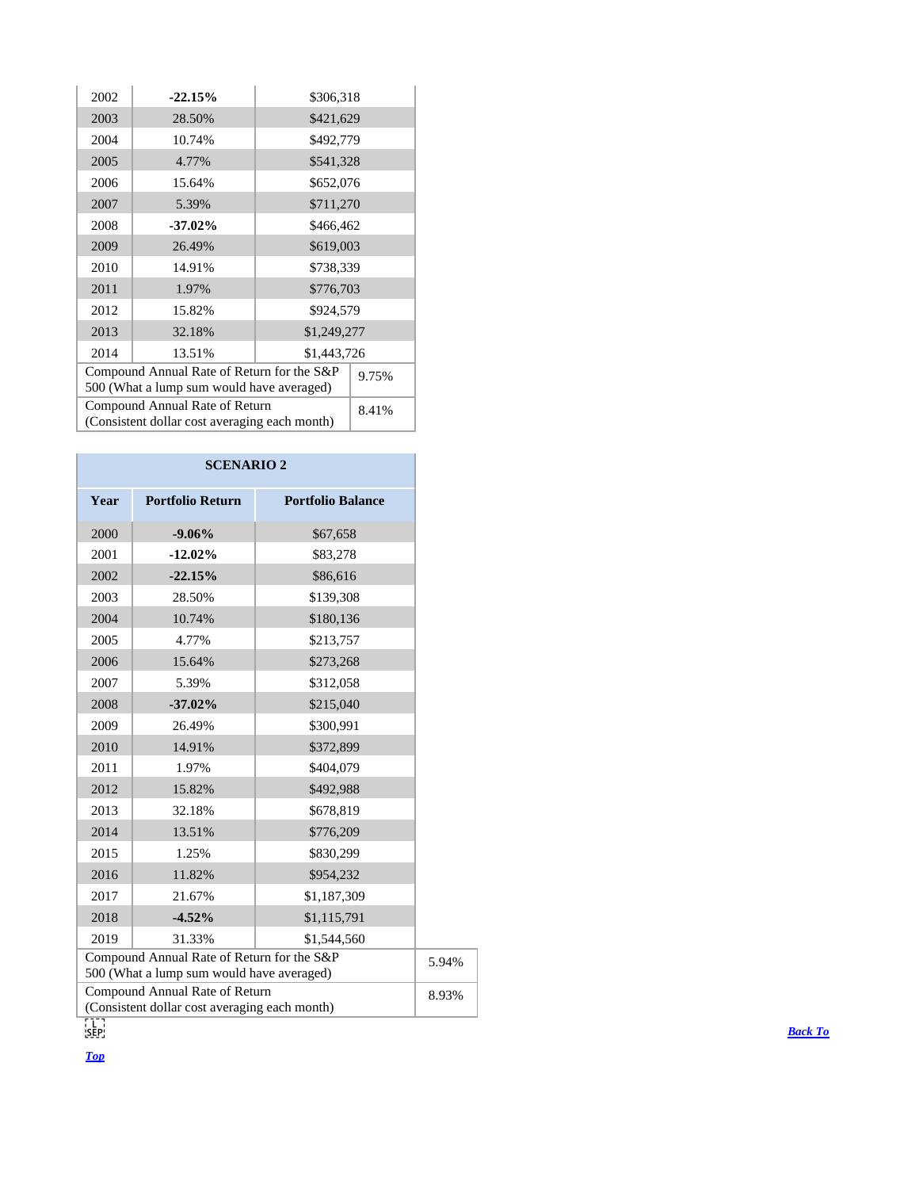| Year | Portfolio Return | Portfolio Balance |
|---|---|---|
| 2002 | **-22.15%** | $306,318 |
| 2003 | 28.50% | $421,629 |
| 2004 | 10.74% | $492,779 |
| 2005 | 4.77% | $541,328 |
| 2006 | 15.64% | $652,076 |
| 2007 | 5.39% | $711,270 |
| 2008 | **-37.02%** | $466,462 |
| 2009 | 26.49% | $619,003 |
| 2010 | 14.91% | $738,339 |
| 2011 | 1.97% | $776,703 |
| 2012 | 15.82% | $924,579 |
| 2013 | 32.18% | $1,249,277 |
| 2014 | 13.51% | $1,443,726 |
| Compound Annual Rate of Return for the S&P 500 (What a lump sum would have averaged) | | 9.75% |
| Compound Annual Rate of Return (Consistent dollar cost averaging each month) | | 8.41% |

| SCENARIO 2 | | |
|---|---|---|
| **Year** | **Portfolio Return** | **Portfolio Balance** |
| 2000 | **-9.06%** | $67,658 |
| 2001 | **-12.02%** | $83,278 |
| 2002 | **-22.15%** | $86,616 |
| 2003 | 28.50% | $139,308 |
| 2004 | 10.74% | $180,136 |
| 2005 | 4.77% | $213,757 |
| 2006 | 15.64% | $273,268 |
| 2007 | 5.39% | $312,058 |
| 2008 | **-37.02%** | $215,040 |
| 2009 | 26.49% | $300,991 |
| 2010 | 14.91% | $372,899 |
| 2011 | 1.97% | $404,079 |
| 2012 | 15.82% | $492,988 |
| 2013 | 32.18% | $678,819 |
| 2014 | 13.51% | $776,209 |
| 2015 | 1.25% | $830,299 |
| 2016 | 11.82% | $954,232 |
| 2017 | 21.67% | $1,187,309 |
| 2018 | **-4.52%** | $1,115,791 |
| 2019 | 31.33% | $1,544,560 |
| Compound Annual Rate of Return for the S&P 500 (What a lump sum would have averaged) | | 5.94% |
| Compound Annual Rate of Return (Consistent dollar cost averaging each month) | | 8.93% |

***Back To Top***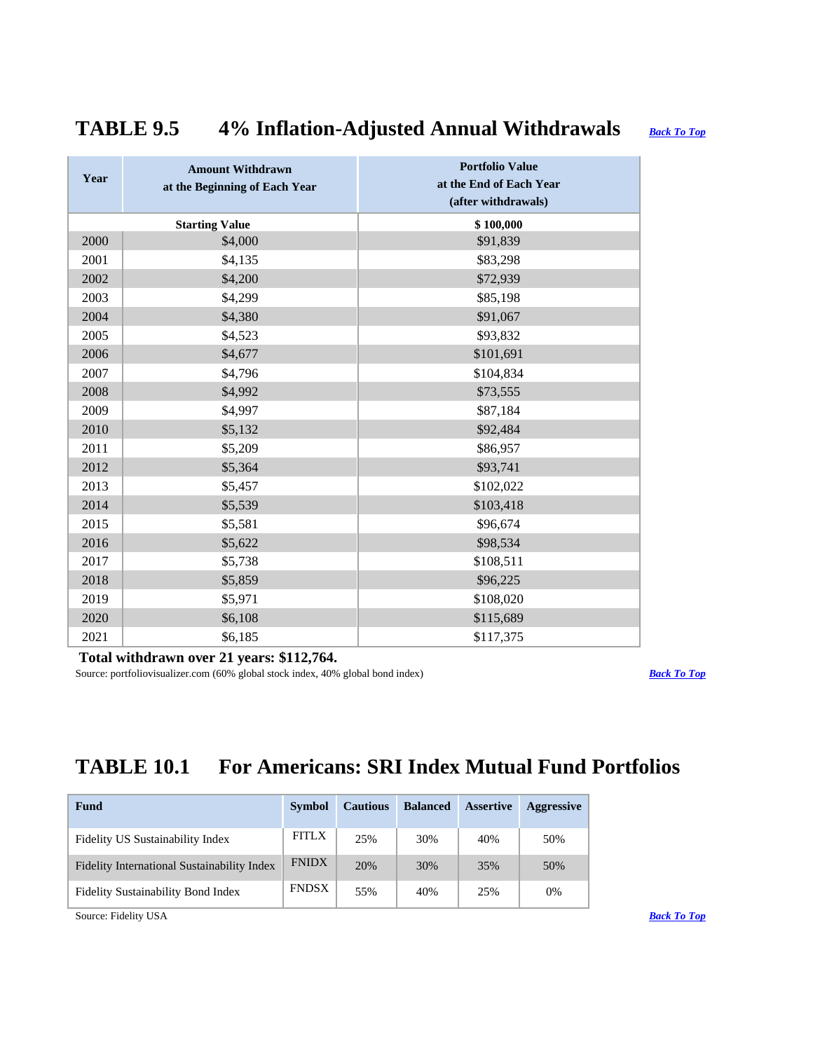## TABLE 9.5 4% Inflation-Adjusted Annual Withdrawals

[Back To Top]

| Year | Amount Withdrawn at the Beginning of Each Year | Portfolio Value at the End of Each Year (after withdrawals) |
|---|---|---|
| | **Starting Value** | **$ 100,000** |
| 2000 | $4,000 | $91,839 |
| 2001 | $4,135 | $83,298 |
| 2002 | $4,200 | $72,939 |
| 2003 | $4,299 | $85,198 |
| 2004 | $4,380 | $91,067 |
| 2005 | $4,523 | $93,832 |
| 2006 | $4,677 | $101,691 |
| 2007 | $4,796 | $104,834 |
| 2008 | $4,992 | $73,555 |
| 2009 | $4,997 | $87,184 |
| 2010 | $5,132 | $92,484 |
| 2011 | $5,209 | $86,957 |
| 2012 | $5,364 | $93,741 |
| 2013 | $5,457 | $102,022 |
| 2014 | $5,539 | $103,418 |
| 2015 | $5,581 | $96,674 |
| 2016 | $5,622 | $98,534 |
| 2017 | $5,738 | $108,511 |
| 2018 | $5,859 | $96,225 |
| 2019 | $5,971 | $108,020 |
| 2020 | $6,108 | $115,689 |
| 2021 | $6,185 | $117,375 |

**Total withdrawn over 21 years: $112,764.**

Source: portfoliovisualizer.com (60% global stock index, 40% global bond index)

[Back To Top]

## TABLE 10.1 For Americans: SRI Index Mutual Fund Portfolios

| Fund | Symbol | Cautious | Balanced | Assertive | Aggressive |
|---|---|---|---|---|---|
| Fidelity US Sustainability Index | FITLX | 25% | 30% | 40% | 50% |
| Fidelity International Sustainability Index | FNIDX | 20% | 30% | 35% | 50% |
| Fidelity Sustainability Bond Index | FNDSX | 55% | 40% | 25% | 0% |

Source: Fidelity USA

[Back To Top]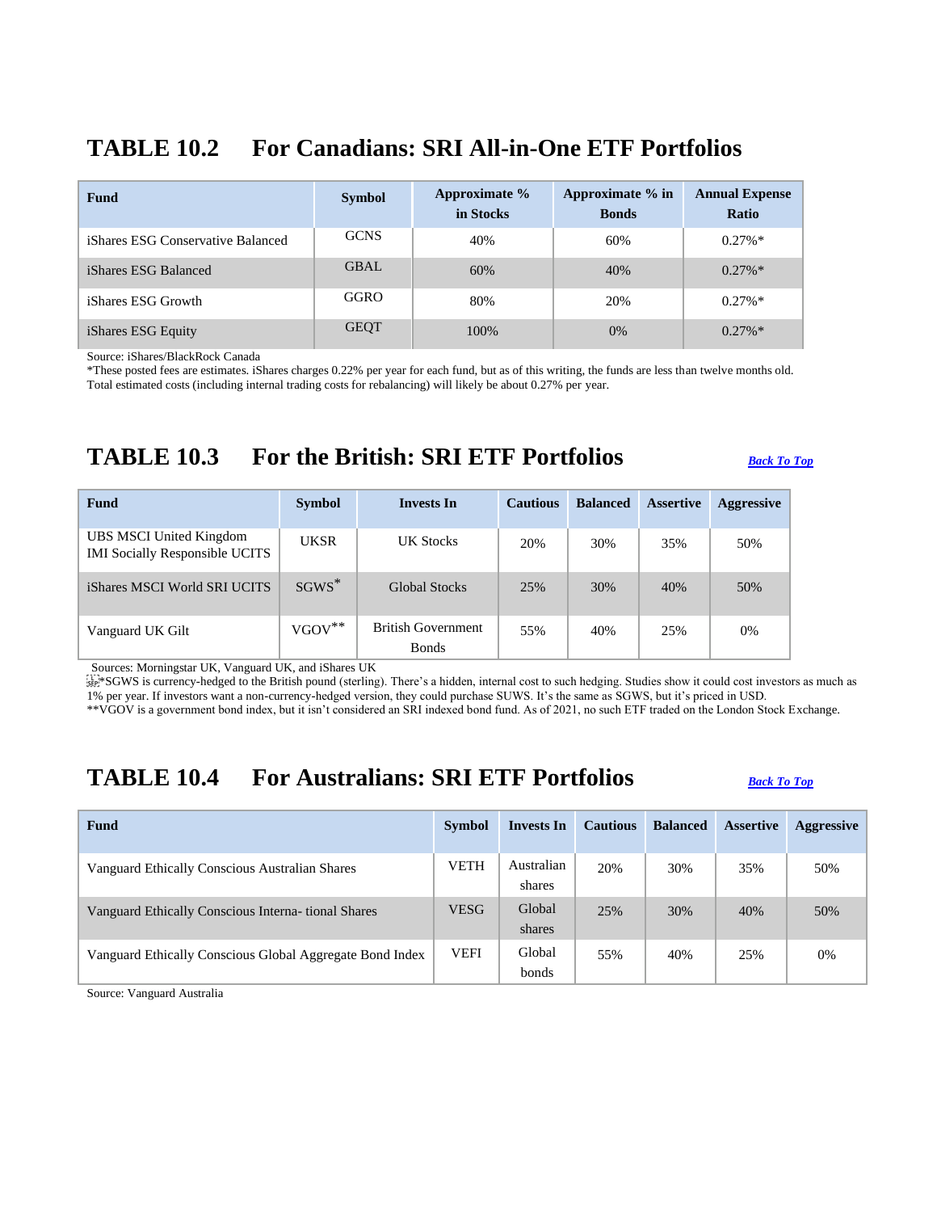## TABLE 10.2 For Canadians: SRI All-in-One ETF Portfolios

| Fund | Symbol | Approximate % in Stocks | Approximate % in Bonds | Annual Expense Ratio |
|---|---|---|---|---|
| iShares ESG Conservative Balanced | GCNS | 40% | 60% | 0.27%* |
| iShares ESG Balanced | GBAL | 60% | 40% | 0.27%* |
| iShares ESG Growth | GGRO | 80% | 20% | 0.27%* |
| iShares ESG Equity | GEQT | 100% | 0% | 0.27%* |

Source: iShares/BlackRock Canada

*These posted fees are estimates. iShares charges 0.22% per year for each fund, but as of this writing, the funds are less than twelve months old. Total estimated costs (including internal trading costs for rebalancing) will likely be about 0.27% per year.

## TABLE 10.3 For the British: SRI ETF Portfolios

***Back To Top***

| Fund | Symbol | Invests In | Cautious | Balanced | Assertive | Aggressive |
|---|---|---|---|---|---|---|
| UBS MSCI United Kingdom IMI Socially Responsible UCITS | UKSR | UK Stocks | 20% | 30% | 35% | 50% |
| iShares MSCI World SRI UCITS | SGWS* | Global Stocks | 25% | 30% | 40% | 50% |
| Vanguard UK Gilt | VGOV** | British Government Bonds | 55% | 40% | 25% | 0% |

Sources: Morningstar UK, Vanguard UK, and iShares UK

*SGWS is currency-hedged to the British pound (sterling). There's a hidden, internal cost to such hedging. Studies show it could cost investors as much as 1% per year. If investors want a non-currency-hedged version, they could purchase SUWS. It's the same as SGWS, but it's priced in USD.

**VGOV is a government bond index, but it isn't considered an SRI indexed bond fund. As of 2021, no such ETF traded on the London Stock Exchange.

## TABLE 10.4 For Australians: SRI ETF Portfolios

***Back To Top***

| Fund | Symbol | Invests In | Cautious | Balanced | Assertive | Aggressive |
|---|---|---|---|---|---|---|
| Vanguard Ethically Conscious Australian Shares | VETH | Australian shares | 20% | 30% | 35% | 50% |
| Vanguard Ethically Conscious Interna- tional Shares | VESG | Global shares | 25% | 30% | 40% | 50% |
| Vanguard Ethically Conscious Global Aggregate Bond Index | VEFI | Global bonds | 55% | 40% | 25% | 0% |

Source: Vanguard Australia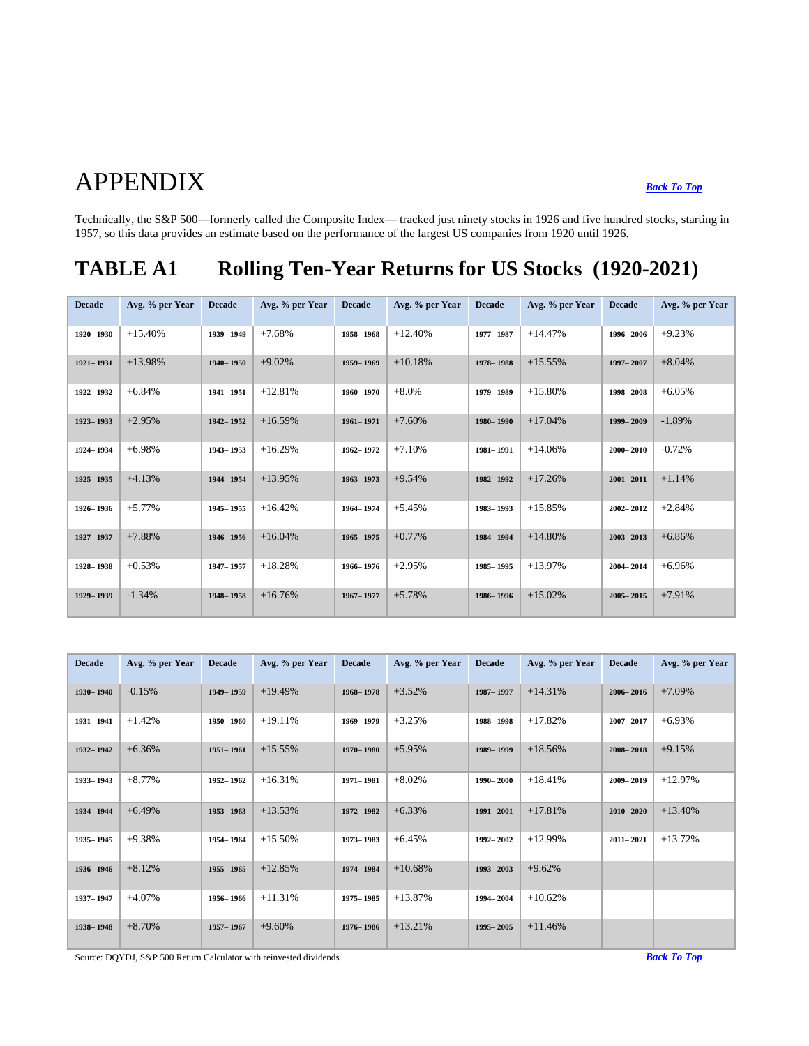# APPENDIX

*Back To Top*

Technically, the S&P 500—formerly called the Composite Index— tracked just ninety stocks in 1926 and five hundred stocks, starting in 1957, so this data provides an estimate based on the performance of the largest US companies from 1920 until 1926.

## TABLE A1 Rolling Ten-Year Returns for US Stocks (1920-2021)

| Decade | Avg. % per Year | Decade | Avg. % per Year | Decade | Avg. % per Year | Decade | Avg. % per Year | Decade | Avg. % per Year |
|---|---|---|---|---|---|---|---|---|---|
| 1920– 1930 | +15.40% | 1939– 1949 | +7.68% | 1958– 1968 | +12.40% | 1977– 1987 | +14.47% | 1996– 2006 | +9.23% |
| 1921– 1931 | +13.98% | 1940– 1950 | +9.02% | 1959– 1969 | +10.18% | 1978– 1988 | +15.55% | 1997– 2007 | +8.04% |
| 1922– 1932 | +6.84% | 1941– 1951 | +12.81% | 1960– 1970 | +8.0% | 1979– 1989 | +15.80% | 1998– 2008 | +6.05% |
| 1923– 1933 | +2.95% | 1942– 1952 | +16.59% | 1961– 1971 | +7.60% | 1980– 1990 | +17.04% | 1999– 2009 | -1.89% |
| 1924– 1934 | +6.98% | 1943– 1953 | +16.29% | 1962– 1972 | +7.10% | 1981– 1991 | +14.06% | 2000– 2010 | -0.72% |
| 1925– 1935 | +4.13% | 1944– 1954 | +13.95% | 1963– 1973 | +9.54% | 1982– 1992 | +17.26% | 2001– 2011 | +1.14% |
| 1926– 1936 | +5.77% | 1945– 1955 | +16.42% | 1964– 1974 | +5.45% | 1983– 1993 | +15.85% | 2002– 2012 | +2.84% |
| 1927– 1937 | +7.88% | 1946– 1956 | +16.04% | 1965– 1975 | +0.77% | 1984– 1994 | +14.80% | 2003– 2013 | +6.86% |
| 1928– 1938 | +0.53% | 1947– 1957 | +18.28% | 1966– 1976 | +2.95% | 1985– 1995 | +13.97% | 2004– 2014 | +6.96% |
| 1929– 1939 | -1.34% | 1948– 1958 | +16.76% | 1967– 1977 | +5.78% | 1986– 1996 | +15.02% | 2005– 2015 | +7.91% |

| Decade | Avg. % per Year | Decade | Avg. % per Year | Decade | Avg. % per Year | Decade | Avg. % per Year | Decade | Avg. % per Year |
|---|---|---|---|---|---|---|---|---|---|
| 1930– 1940 | -0.15% | 1949– 1959 | +19.49% | 1968– 1978 | +3.52% | 1987– 1997 | +14.31% | 2006– 2016 | +7.09% |
| 1931– 1941 | +1.42% | 1950– 1960 | +19.11% | 1969– 1979 | +3.25% | 1988– 1998 | +17.82% | 2007– 2017 | +6.93% |
| 1932– 1942 | +6.36% | 1951– 1961 | +15.55% | 1970– 1980 | +5.95% | 1989– 1999 | +18.56% | 2008– 2018 | +9.15% |
| 1933– 1943 | +8.77% | 1952– 1962 | +16.31% | 1971– 1981 | +8.02% | 1990– 2000 | +18.41% | 2009– 2019 | +12.97% |
| 1934– 1944 | +6.49% | 1953– 1963 | +13.53% | 1972– 1982 | +6.33% | 1991– 2001 | +17.81% | 2010– 2020 | +13.40% |
| 1935– 1945 | +9.38% | 1954– 1964 | +15.50% | 1973– 1983 | +6.45% | 1992– 2002 | +12.99% | 2011– 2021 | +13.72% |
| 1936– 1946 | +8.12% | 1955– 1965 | +12.85% | 1974– 1984 | +10.68% | 1993– 2003 | +9.62% | | |
| 1937– 1947 | +4.07% | 1956– 1966 | +11.31% | 1975– 1985 | +13.87% | 1994– 2004 | +10.62% | | |
| 1938– 1948 | +8.70% | 1957– 1967 | +9.60% | 1976– 1986 | +13.21% | 1995– 2005 | +11.46% | | |

Source: DQYDJ, S&P 500 Return Calculator with reinvested dividends

*Back To Top*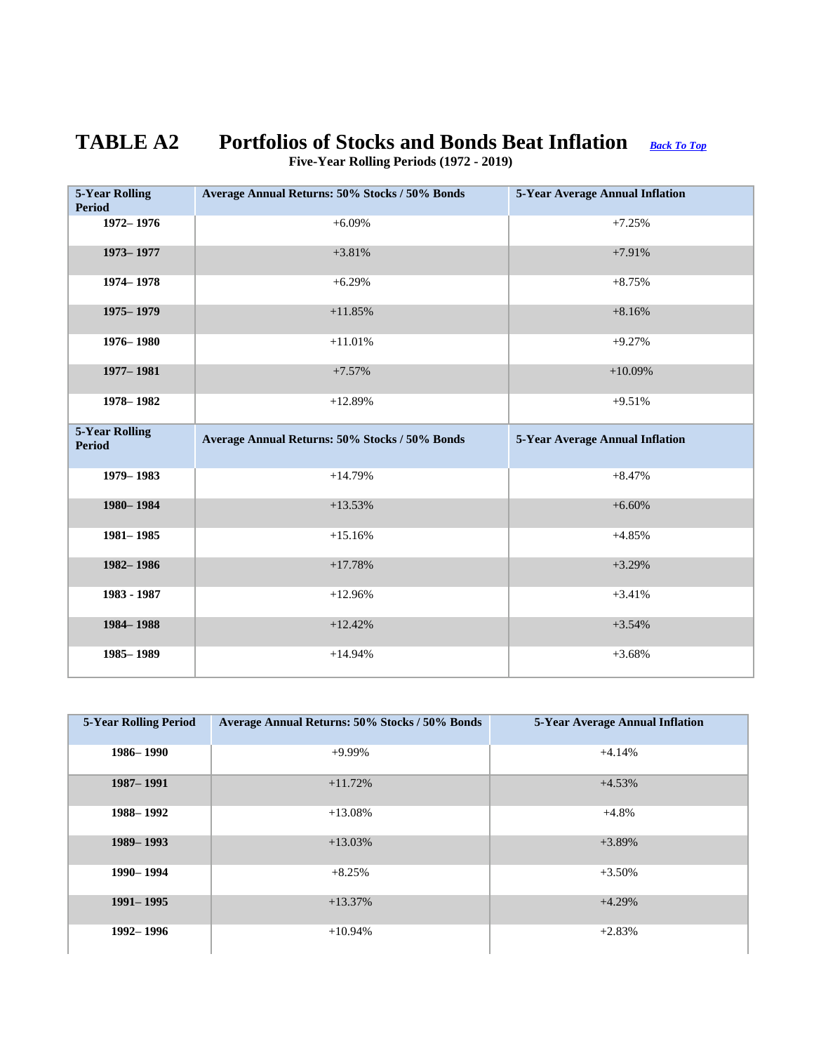# TABLE A2 Portfolios of Stocks and Bonds Beat Inflation

[Back To Top]

**Five-Year Rolling Periods (1972 - 2019)**

| 5-Year Rolling Period | Average Annual Returns: 50% Stocks / 50% Bonds | 5-Year Average Annual Inflation |
|---|---|---|
| **1972– 1976** | +6.09% | +7.25% |
| **1973– 1977** | +3.81% | +7.91% |
| **1974– 1978** | +6.29% | +8.75% |
| **1975– 1979** | +11.85% | +8.16% |
| **1976– 1980** | +11.01% | +9.27% |
| **1977– 1981** | +7.57% | +10.09% |
| **1978– 1982** | +12.89% | +9.51% |
| **1979– 1983** | +14.79% | +8.47% |
| **1980– 1984** | +13.53% | +6.60% |
| **1981– 1985** | +15.16% | +4.85% |
| **1982– 1986** | +17.78% | +3.29% |
| **1983 - 1987** | +12.96% | +3.41% |
| **1984– 1988** | +12.42% | +3.54% |
| **1985– 1989** | +14.94% | +3.68% |
| **1986– 1990** | +9.99% | +4.14% |
| **1987– 1991** | +11.72% | +4.53% |
| **1988– 1992** | +13.08% | +4.8% |
| **1989– 1993** | +13.03% | +3.89% |
| **1990– 1994** | +8.25% | +3.50% |
| **1991– 1995** | +13.37% | +4.29% |
| **1992– 1996** | +10.94% | +2.83% |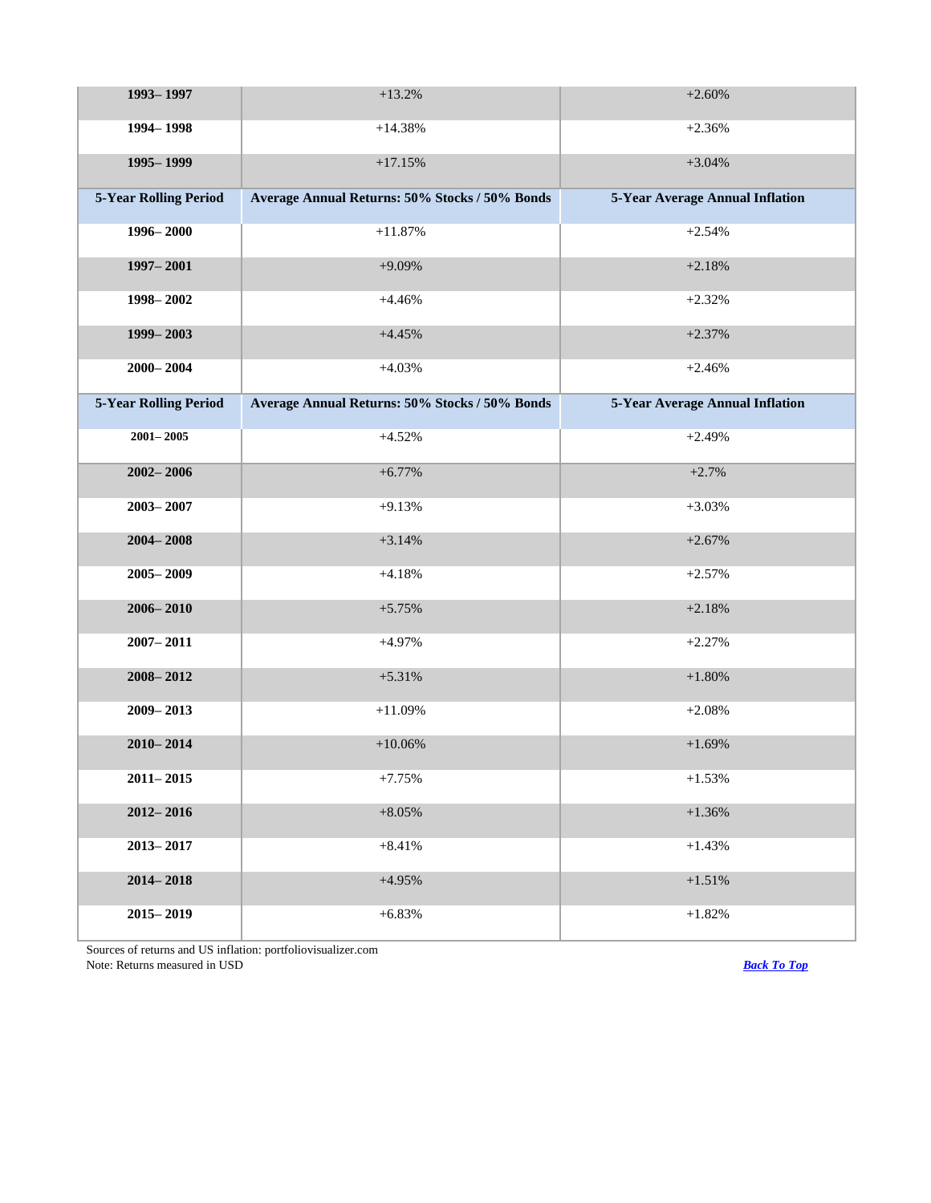| 5-Year Rolling Period | Average Annual Returns: 50% Stocks / 50% Bonds | 5-Year Average Annual Inflation |
|---|---|---|
| 1993– 1997 | +13.2% | +2.60% |
| 1994– 1998 | +14.38% | +2.36% |
| 1995– 1999 | +17.15% | +3.04% |
| **5-Year Rolling Period** | **Average Annual Returns: 50% Stocks / 50% Bonds** | **5-Year Average Annual Inflation** |
| 1996– 2000 | +11.87% | +2.54% |
| 1997– 2001 | +9.09% | +2.18% |
| 1998– 2002 | +4.46% | +2.32% |
| 1999– 2003 | +4.45% | +2.37% |
| 2000– 2004 | +4.03% | +2.46% |
| **5-Year Rolling Period** | **Average Annual Returns: 50% Stocks / 50% Bonds** | **5-Year Average Annual Inflation** |
| 2001– 2005 | +4.52% | +2.49% |
| 2002– 2006 | +6.77% | +2.7% |
| 2003– 2007 | +9.13% | +3.03% |
| 2004– 2008 | +3.14% | +2.67% |
| 2005– 2009 | +4.18% | +2.57% |
| 2006– 2010 | +5.75% | +2.18% |
| 2007– 2011 | +4.97% | +2.27% |
| 2008– 2012 | +5.31% | +1.80% |
| 2009– 2013 | +11.09% | +2.08% |
| 2010– 2014 | +10.06% | +1.69% |
| 2011– 2015 | +7.75% | +1.53% |
| 2012– 2016 | +8.05% | +1.36% |
| 2013– 2017 | +8.41% | +1.43% |
| 2014– 2018 | +4.95% | +1.51% |
| 2015– 2019 | +6.83% | +1.82% |

Sources of returns and US inflation: portfoliovisualizer.com
Note: Returns measured in USD

***Back To Top***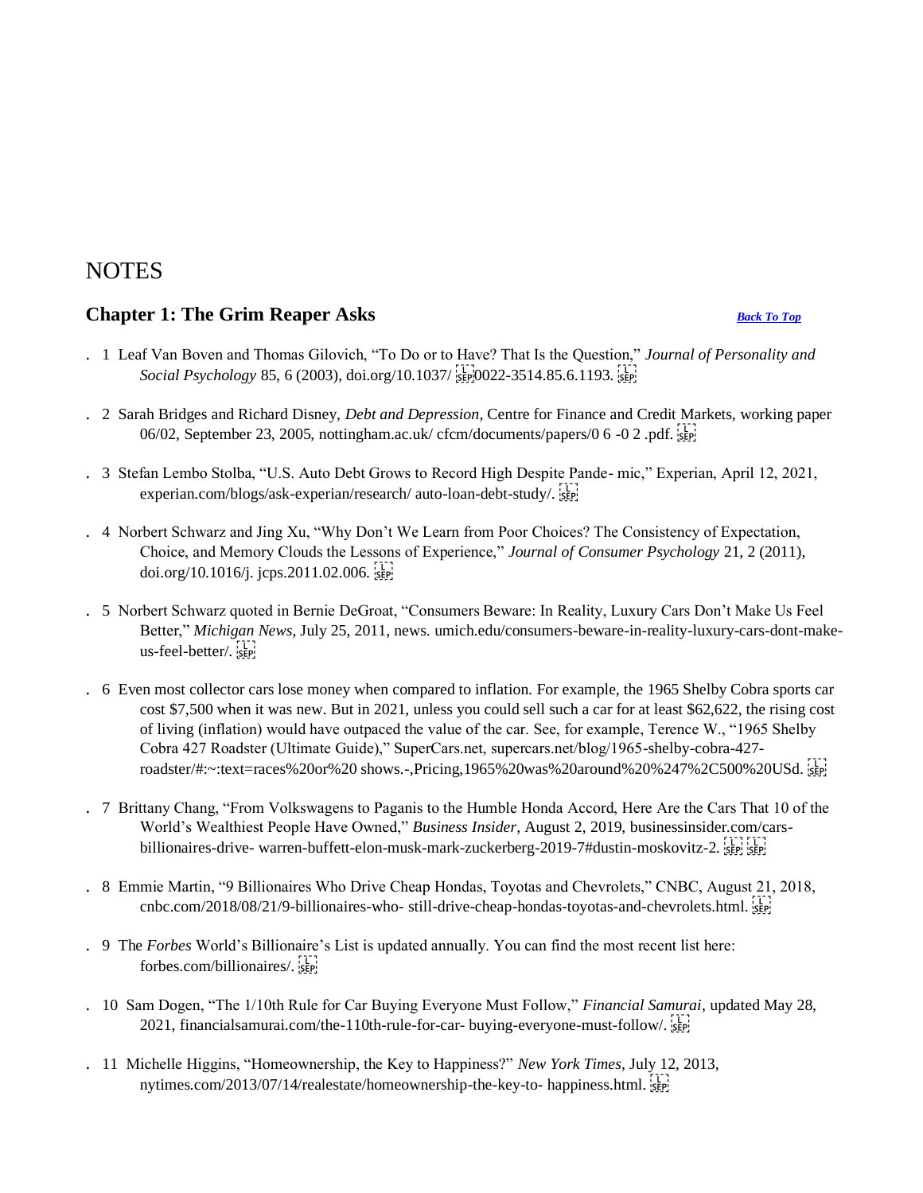# NOTES

## Chapter 1: The Grim Reaper Asks

*Back To Top*

1. Leaf Van Boven and Thomas Gilovich, "To Do or to Have? That Is the Question," *Journal of Personality and Social Psychology* 85, 6 (2003), doi.org/10.1037/ 0022-3514.85.6.1193.

2. Sarah Bridges and Richard Disney, *Debt and Depression*, Centre for Finance and Credit Markets, working paper 06/02, September 23, 2005, nottingham.ac.uk/ cfcm/documents/papers/0 6 -0 2 .pdf.

3. Stefan Lembo Stolba, "U.S. Auto Debt Grows to Record High Despite Pande- mic," Experian, April 12, 2021, experian.com/blogs/ask-experian/research/ auto-loan-debt-study/.

4. Norbert Schwarz and Jing Xu, "Why Don't We Learn from Poor Choices? The Consistency of Expectation, Choice, and Memory Clouds the Lessons of Experience," *Journal of Consumer Psychology* 21, 2 (2011), doi.org/10.1016/j. jcps.2011.02.006.

5. Norbert Schwarz quoted in Bernie DeGroat, "Consumers Beware: In Reality, Luxury Cars Don't Make Us Feel Better," *Michigan News*, July 25, 2011, news. umich.edu/consumers-beware-in-reality-luxury-cars-dont-make-us-feel-better/.

6. Even most collector cars lose money when compared to inflation. For example, the 1965 Shelby Cobra sports car cost $7,500 when it was new. But in 2021, unless you could sell such a car for at least $62,622, the rising cost of living (inflation) would have outpaced the value of the car. See, for example, Terence W., "1965 Shelby Cobra 427 Roadster (Ultimate Guide)," SuperCars.net, supercars.net/blog/1965-shelby-cobra-427-roadster/#:~:text=races%20or%20 shows.-,Pricing,1965%20was%20around%20%247%2C500%20USd.

7. Brittany Chang, "From Volkswagens to Paganis to the Humble Honda Accord, Here Are the Cars That 10 of the World's Wealthiest People Have Owned," *Business Insider*, August 2, 2019, businessinsider.com/cars-billionaires-drive- warren-buffett-elon-musk-mark-zuckerberg-2019-7#dustin-moskovitz-2.

8. Emmie Martin, "9 Billionaires Who Drive Cheap Hondas, Toyotas and Chevrolets," CNBC, August 21, 2018, cnbc.com/2018/08/21/9-billionaires-who- still-drive-cheap-hondas-toyotas-and-chevrolets.html.

9. The *Forbes* World's Billionaire's List is updated annually. You can find the most recent list here: forbes.com/billionaires/.

10. Sam Dogen, "The 1/10th Rule for Car Buying Everyone Must Follow," *Financial Samurai*, updated May 28, 2021, financialsamurai.com/the-110th-rule-for-car- buying-everyone-must-follow/.

11. Michelle Higgins, "Homeownership, the Key to Happiness?" *New York Times*, July 12, 2013, nytimes.com/2013/07/14/realestate/homeownership-the-key-to- happiness.html.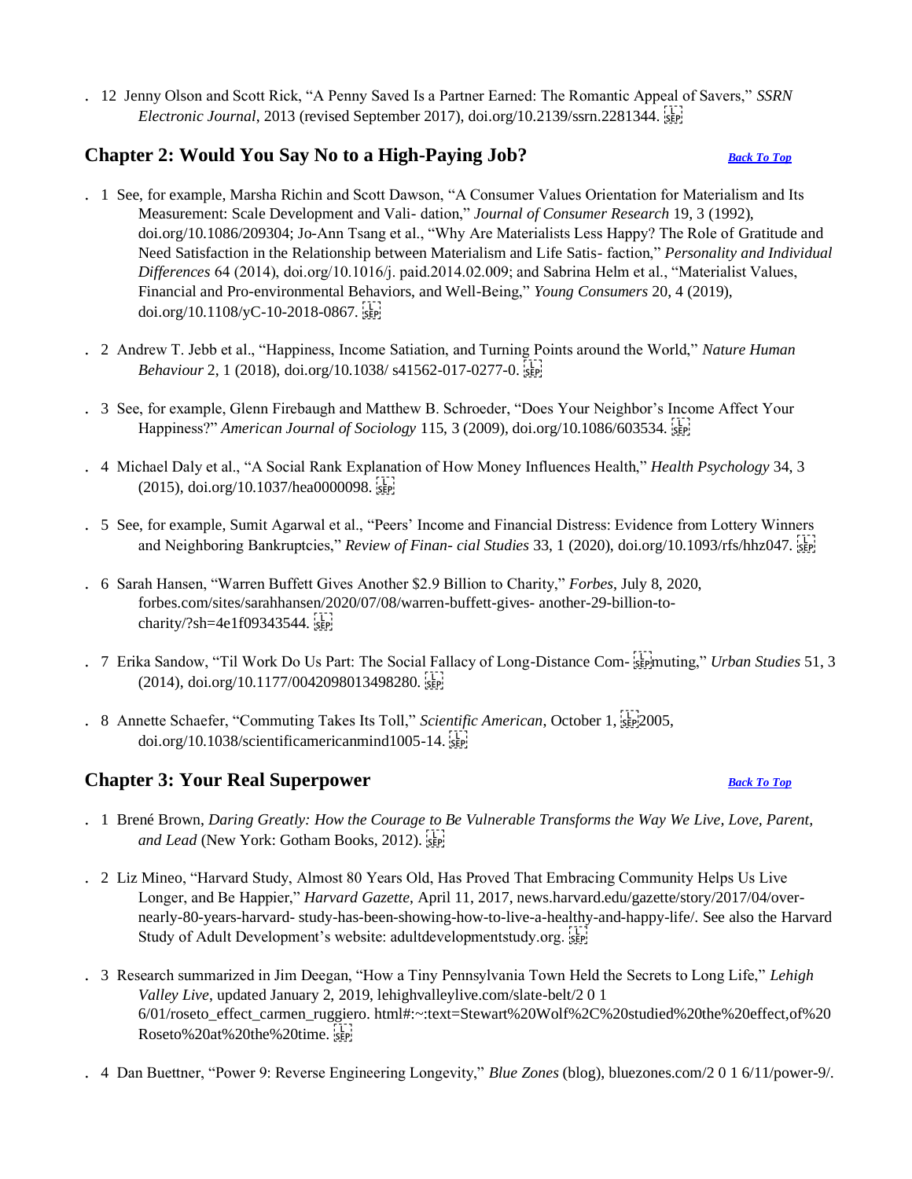12. Jenny Olson and Scott Rick, “A Penny Saved Is a Partner Earned: The Romantic Appeal of Savers,” *SSRN Electronic Journal*, 2013 (revised September 2017), doi.org/10.2139/ssrn.2281344.

## Chapter 2: Would You Say No to a High-Paying Job?

[Back To Top]

1. See, for example, Marsha Richin and Scott Dawson, “A Consumer Values Orientation for Materialism and Its Measurement: Scale Development and Vali- dation,” *Journal of Consumer Research* 19, 3 (1992), doi.org/10.1086/209304; Jo-Ann Tsang et al., “Why Are Materialists Less Happy? The Role of Gratitude and Need Satisfaction in the Relationship between Materialism and Life Satis- faction,” *Personality and Individual Differences* 64 (2014), doi.org/10.1016/j. paid.2014.02.009; and Sabrina Helm et al., “Materialist Values, Financial and Pro-environmental Behaviors, and Well-Being,” *Young Consumers* 20, 4 (2019), doi.org/10.1108/yC-10-2018-0867.
2. Andrew T. Jebb et al., “Happiness, Income Satiation, and Turning Points around the World,” *Nature Human Behaviour* 2, 1 (2018), doi.org/10.1038/ s41562-017-0277-0.
3. See, for example, Glenn Firebaugh and Matthew B. Schroeder, “Does Your Neighbor’s Income Affect Your Happiness?” *American Journal of Sociology* 115, 3 (2009), doi.org/10.1086/603534.
4. Michael Daly et al., “A Social Rank Explanation of How Money Influences Health,” *Health Psychology* 34, 3 (2015), doi.org/10.1037/hea0000098.
5. See, for example, Sumit Agarwal et al., “Peers’ Income and Financial Distress: Evidence from Lottery Winners and Neighboring Bankruptcies,” *Review of Finan- cial Studies* 33, 1 (2020), doi.org/10.1093/rfs/hhz047.
6. Sarah Hansen, “Warren Buffett Gives Another $2.9 Billion to Charity,” *Forbes*, July 8, 2020, forbes.com/sites/sarahhansen/2020/07/08/warren-buffett-gives- another-29-billion-to-charity/?sh=4e1f09343544.
7. Erika Sandow, “Til Work Do Us Part: The Social Fallacy of Long-Distance Com- muting,” *Urban Studies* 51, 3 (2014), doi.org/10.1177/0042098013498280.
8. Annette Schaefer, “Commuting Takes Its Toll,” *Scientific American*, October 1, 2005, doi.org/10.1038/scientificamericanmind1005-14.

## Chapter 3: Your Real Superpower

[Back To Top]

1. Brené Brown, *Daring Greatly: How the Courage to Be Vulnerable Transforms the Way We Live, Love, Parent, and Lead* (New York: Gotham Books, 2012).
2. Liz Mineo, “Harvard Study, Almost 80 Years Old, Has Proved That Embracing Community Helps Us Live Longer, and Be Happier,” *Harvard Gazette*, April 11, 2017, news.harvard.edu/gazette/story/2017/04/over-nearly-80-years-harvard- study-has-been-showing-how-to-live-a-healthy-and-happy-life/. See also the Harvard Study of Adult Development’s website: adultdevelopmentstudy.org.
3. Research summarized in Jim Deegan, “How a Tiny Pennsylvania Town Held the Secrets to Long Life,” *Lehigh Valley Live*, updated January 2, 2019, lehighvalleylive.com/slate-belt/2 0 1 6/01/roseto_effect_carmen_ruggiero. html#:~:text=Stewart%20Wolf%2C%20studied%20the%20effect,of%20Roseto%20at%20the%20time.
4. Dan Buettner, “Power 9: Reverse Engineering Longevity,” *Blue Zones* (blog), bluezones.com/2 0 1 6/11/power-9/.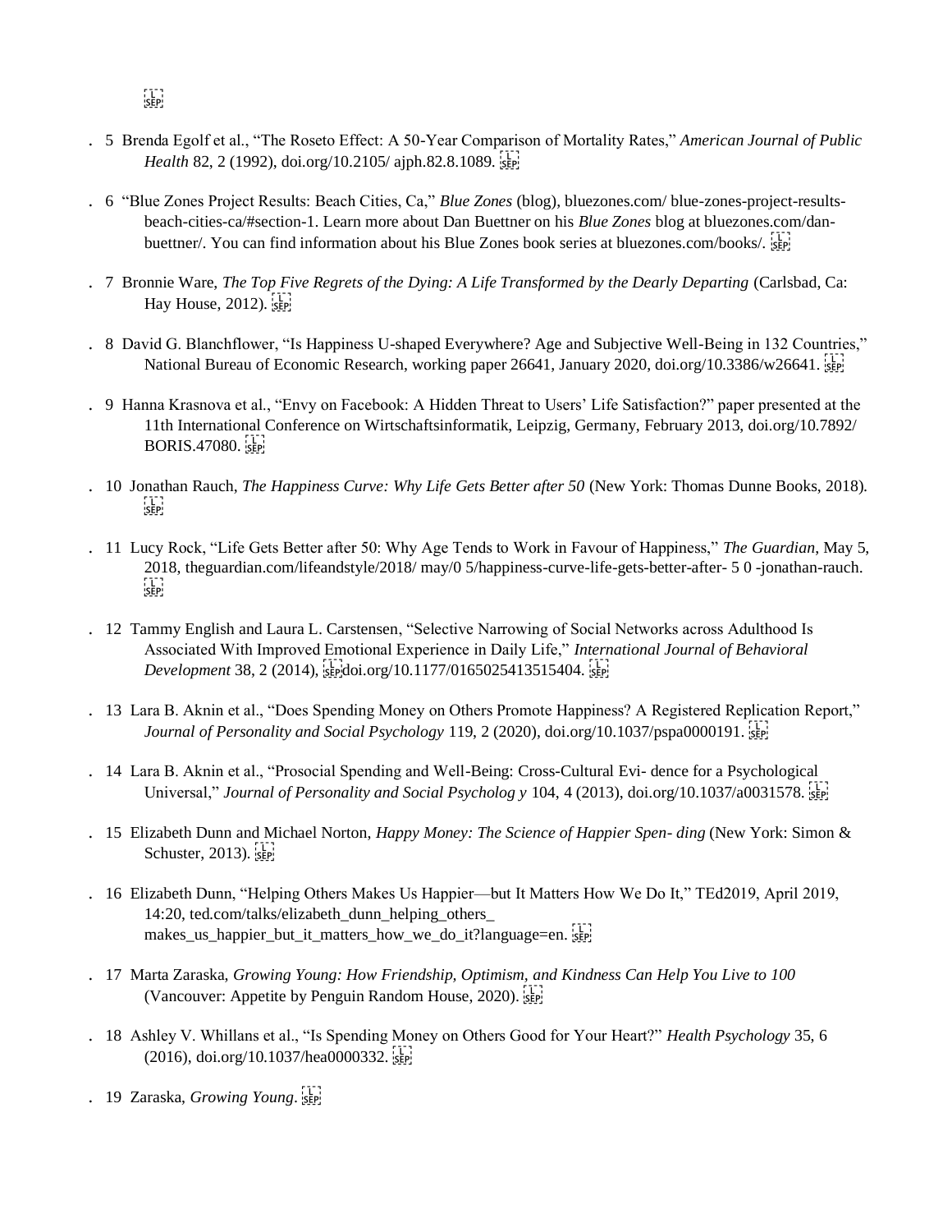5. Brenda Egolf et al., “The Roseto Effect: A 50-Year Comparison of Mortality Rates,” *American Journal of Public Health* 82, 2 (1992), doi.org/10.2105/ ajph.82.8.1089.

6. “Blue Zones Project Results: Beach Cities, Ca,” *Blue Zones* (blog), bluezones.com/ blue-zones-project-results-beach-cities-ca/#section-1. Learn more about Dan Buettner on his *Blue Zones* blog at bluezones.com/dan-buettner/. You can find information about his Blue Zones book series at bluezones.com/books/.

7. Bronnie Ware, *The Top Five Regrets of the Dying: A Life Transformed by the Dearly Departing* (Carlsbad, Ca: Hay House, 2012).

8. David G. Blanchflower, “Is Happiness U-shaped Everywhere? Age and Subjective Well-Being in 132 Countries,” National Bureau of Economic Research, working paper 26641, January 2020, doi.org/10.3386/w26641.

9. Hanna Krasnova et al., “Envy on Facebook: A Hidden Threat to Users’ Life Satisfaction?” paper presented at the 11th International Conference on Wirtschaftsinformatik, Leipzig, Germany, February 2013, doi.org/10.7892/ BORIS.47080.

10. Jonathan Rauch, *The Happiness Curve: Why Life Gets Better after 50* (New York: Thomas Dunne Books, 2018).

11. Lucy Rock, “Life Gets Better after 50: Why Age Tends to Work in Favour of Happiness,” *The Guardian*, May 5, 2018, theguardian.com/lifeandstyle/2018/ may/0 5/happiness-curve-life-gets-better-after- 5 0 -jonathan-rauch.

12. Tammy English and Laura L. Carstensen, “Selective Narrowing of Social Networks across Adulthood Is Associated With Improved Emotional Experience in Daily Life,” *International Journal of Behavioral Development* 38, 2 (2014), doi.org/10.1177/0165025413515404.

13. Lara B. Aknin et al., “Does Spending Money on Others Promote Happiness? A Registered Replication Report,” *Journal of Personality and Social Psychology* 119, 2 (2020), doi.org/10.1037/pspa0000191.

14. Lara B. Aknin et al., “Prosocial Spending and Well-Being: Cross-Cultural Evi- dence for a Psychological Universal,” *Journal of Personality and Social Psycholog y* 104, 4 (2013), doi.org/10.1037/a0031578.

15. Elizabeth Dunn and Michael Norton, *Happy Money: The Science of Happier Spen- ding* (New York: Simon & Schuster, 2013).

16. Elizabeth Dunn, “Helping Others Makes Us Happier—but It Matters How We Do It,” TEd2019, April 2019, 14:20, ted.com/talks/elizabeth_dunn_helping_others_ makes_us_happier_but_it_matters_how_we_do_it?language=en.

17. Marta Zaraska, *Growing Young: How Friendship, Optimism, and Kindness Can Help You Live to 100* (Vancouver: Appetite by Penguin Random House, 2020).

18. Ashley V. Whillans et al., “Is Spending Money on Others Good for Your Heart?” *Health Psychology* 35, 6 (2016), doi.org/10.1037/hea0000332.

19. Zaraska, *Growing Young*.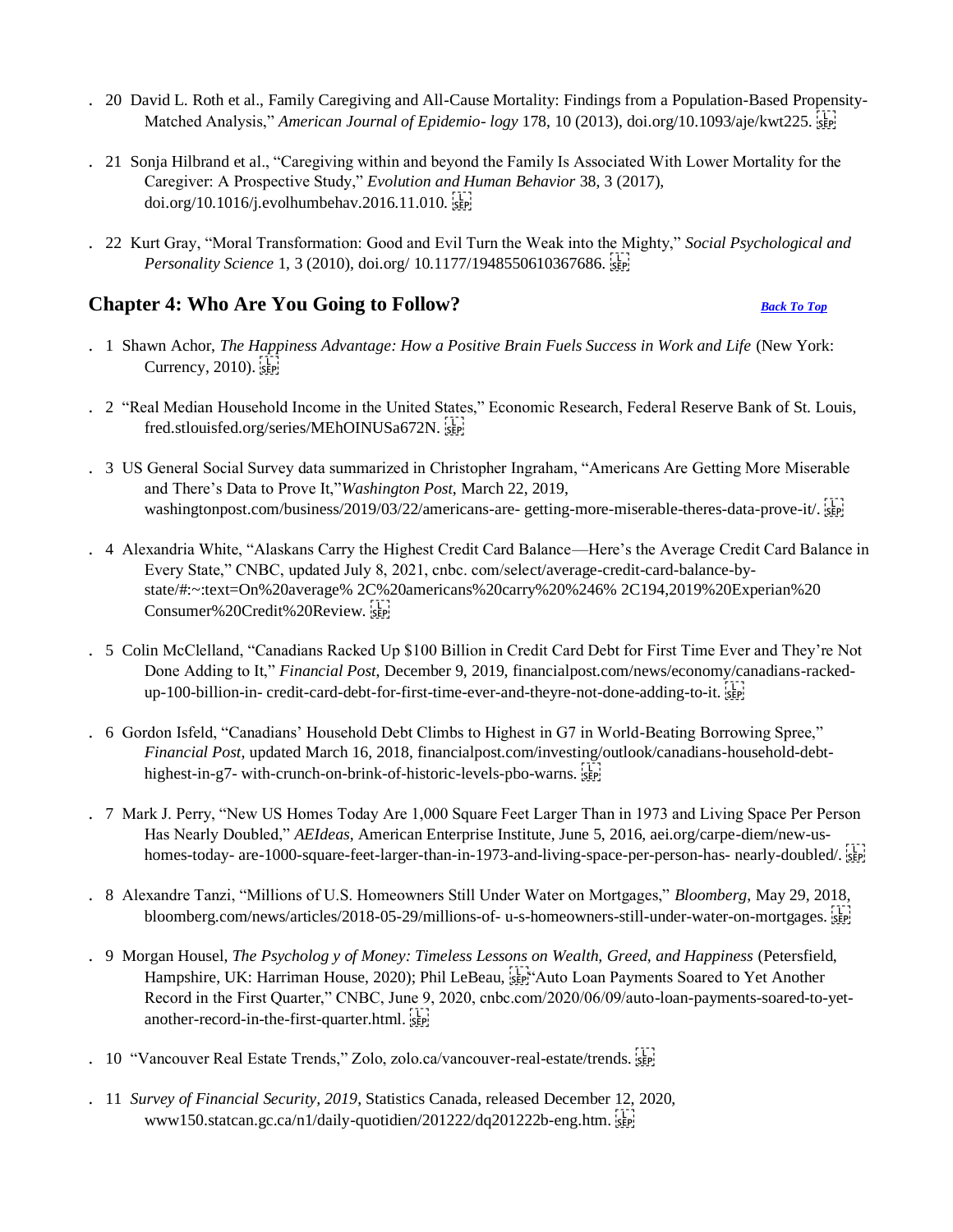. 20 David L. Roth et al., Family Caregiving and All-Cause Mortality: Findings from a Population-Based Propensity-Matched Analysis," *American Journal of Epidemio- logy* 178, 10 (2013), doi.org/10.1093/aje/kwt225.

. 21 Sonja Hilbrand et al., "Caregiving within and beyond the Family Is Associated With Lower Mortality for the Caregiver: A Prospective Study," *Evolution and Human Behavior* 38, 3 (2017), doi.org/10.1016/j.evolhumbehav.2016.11.010.

. 22 Kurt Gray, "Moral Transformation: Good and Evil Turn the Weak into the Mighty," *Social Psychological and Personality Science* 1, 3 (2010), doi.org/ 10.1177/1948550610367686.

## Chapter 4: Who Are You Going to Follow?

***Back To Top***

. 1 Shawn Achor, *The Happiness Advantage: How a Positive Brain Fuels Success in Work and Life* (New York: Currency, 2010).

. 2 "Real Median Household Income in the United States," Economic Research, Federal Reserve Bank of St. Louis, fred.stlouisfed.org/series/MEhOINUSa672N.

. 3 US General Social Survey data summarized in Christopher Ingraham, "Americans Are Getting More Miserable and There's Data to Prove It,"*Washington Post*, March 22, 2019, washingtonpost.com/business/2019/03/22/americans-are- getting-more-miserable-theres-data-prove-it/.

. 4 Alexandria White, "Alaskans Carry the Highest Credit Card Balance—Here's the Average Credit Card Balance in Every State," CNBC, updated July 8, 2021, cnbc. com/select/average-credit-card-balance-by-state/#:~:text=On%20average% 2C%20americans%20carry%20%246% 2C194,2019%20Experian%20 Consumer%20Credit%20Review.

. 5 Colin McClelland, "Canadians Racked Up $100 Billion in Credit Card Debt for First Time Ever and They're Not Done Adding to It," *Financial Post*, December 9, 2019, financialpost.com/news/economy/canadians-racked-up-100-billion-in- credit-card-debt-for-first-time-ever-and-theyre-not-done-adding-to-it.

. 6 Gordon Isfeld, "Canadians' Household Debt Climbs to Highest in G7 in World-Beating Borrowing Spree," *Financial Post*, updated March 16, 2018, financialpost.com/investing/outlook/canadians-household-debt-highest-in-g7- with-crunch-on-brink-of-historic-levels-pbo-warns.

. 7 Mark J. Perry, "New US Homes Today Are 1,000 Square Feet Larger Than in 1973 and Living Space Per Person Has Nearly Doubled," *AEIdeas*, American Enterprise Institute, June 5, 2016, aei.org/carpe-diem/new-us-homes-today- are-1000-square-feet-larger-than-in-1973-and-living-space-per-person-has- nearly-doubled/.

. 8 Alexandre Tanzi, "Millions of U.S. Homeowners Still Under Water on Mortgages," *Bloomberg*, May 29, 2018, bloomberg.com/news/articles/2018-05-29/millions-of- u-s-homeowners-still-under-water-on-mortgages.

. 9 Morgan Housel, *The Psycholog y of Money: Timeless Lessons on Wealth, Greed, and Happiness* (Petersfield, Hampshire, UK: Harriman House, 2020); Phil LeBeau, "Auto Loan Payments Soared to Yet Another Record in the First Quarter," CNBC, June 9, 2020, cnbc.com/2020/06/09/auto-loan-payments-soared-to-yet-another-record-in-the-first-quarter.html.

. 10 "Vancouver Real Estate Trends," Zolo, zolo.ca/vancouver-real-estate/trends.

. 11 *Survey of Financial Security, 2019*, Statistics Canada, released December 12, 2020, www150.statcan.gc.ca/n1/daily-quotidien/201222/dq201222b-eng.htm.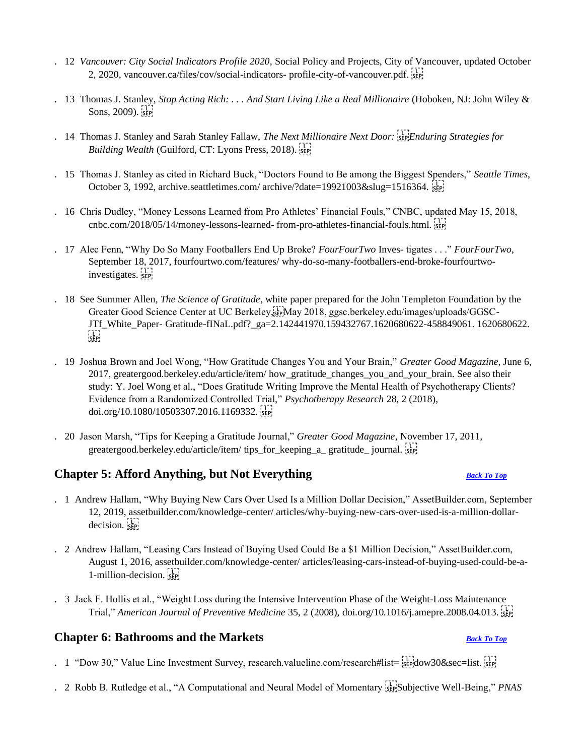12. *Vancouver: City Social Indicators Profile 2020*, Social Policy and Projects, City of Vancouver, updated October 2, 2020, vancouver.ca/files/cov/social-indicators- profile-city-of-vancouver.pdf.

13. Thomas J. Stanley, *Stop Acting Rich: . . . And Start Living Like a Real Millionaire* (Hoboken, NJ: John Wiley & Sons, 2009).

14. Thomas J. Stanley and Sarah Stanley Fallaw, *The Next Millionaire Next Door: Enduring Strategies for Building Wealth* (Guilford, CT: Lyons Press, 2018).

15. Thomas J. Stanley as cited in Richard Buck, "Doctors Found to Be among the Biggest Spenders," *Seattle Times*, October 3, 1992, archive.seattletimes.com/ archive/?date=19921003&slug=1516364.

16. Chris Dudley, "Money Lessons Learned from Pro Athletes' Financial Fouls," CNBC, updated May 15, 2018, cnbc.com/2018/05/14/money-lessons-learned- from-pro-athletes-financial-fouls.html.

17. Alec Fenn, "Why Do So Many Footballers End Up Broke? *FourFourTwo* Inves- tigates . . ." *FourFourTwo*, September 18, 2017, fourfourtwo.com/features/ why-do-so-many-footballers-end-broke-fourfourtwo-investigates.

18. See Summer Allen, *The Science of Gratitude*, white paper prepared for the John Templeton Foundation by the Greater Good Science Center at UC Berkeley, May 2018, ggsc.berkeley.edu/images/uploads/GGSC-JTf_White_Paper- Gratitude-fINaL.pdf?_ga=2.142441970.159432767.1620680622-458849061. 1620680622.

19. Joshua Brown and Joel Wong, "How Gratitude Changes You and Your Brain," *Greater Good Magazine*, June 6, 2017, greatergood.berkeley.edu/article/item/ how_gratitude_changes_you_and_your_brain. See also their study: Y. Joel Wong et al., "Does Gratitude Writing Improve the Mental Health of Psychotherapy Clients? Evidence from a Randomized Controlled Trial," *Psychotherapy Research* 28, 2 (2018), doi.org/10.1080/10503307.2016.1169332.

20. Jason Marsh, "Tips for Keeping a Gratitude Journal," *Greater Good Magazine*, November 17, 2011, greatergood.berkeley.edu/article/item/ tips_for_keeping_a_ gratitude_ journal.

## Chapter 5: Afford Anything, but Not Everything

***Back To Top***

1. Andrew Hallam, "Why Buying New Cars Over Used Is a Million Dollar Decision," AssetBuilder.com, September 12, 2019, assetbuilder.com/knowledge-center/ articles/why-buying-new-cars-over-used-is-a-million-dollar-decision.

2. Andrew Hallam, "Leasing Cars Instead of Buying Used Could Be a $1 Million Decision," AssetBuilder.com, August 1, 2016, assetbuilder.com/knowledge-center/ articles/leasing-cars-instead-of-buying-used-could-be-a-1-million-decision.

3. Jack F. Hollis et al., "Weight Loss during the Intensive Intervention Phase of the Weight-Loss Maintenance Trial," *American Journal of Preventive Medicine* 35, 2 (2008), doi.org/10.1016/j.amepre.2008.04.013.

## Chapter 6: Bathrooms and the Markets

***Back To Top***

1. "Dow 30," Value Line Investment Survey, research.valueline.com/research#list= dow30&sec=list.

2. Robb B. Rutledge et al., "A Computational and Neural Model of Momentary Subjective Well-Being," *PNAS*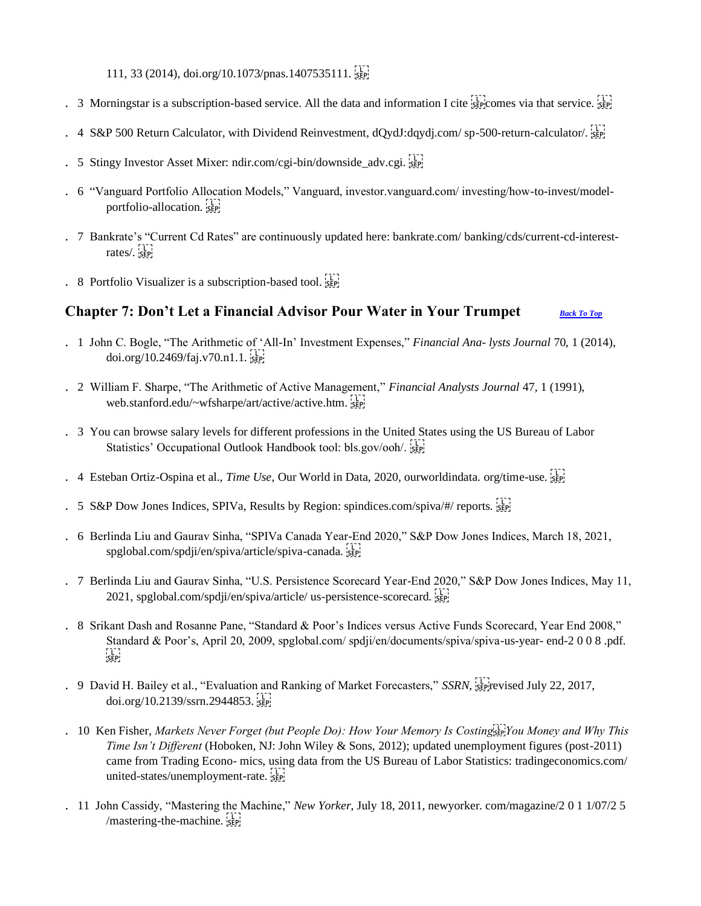111, 33 (2014), doi.org/10.1073/pnas.1407535111.

. 3 Morningstar is a subscription-based service. All the data and information I cite comes via that service.

. 4 S&P 500 Return Calculator, with Dividend Reinvestment, dQydJ:dqydj.com/ sp-500-return-calculator/.

. 5 Stingy Investor Asset Mixer: ndir.com/cgi-bin/downside_adv.cgi.

. 6 "Vanguard Portfolio Allocation Models," Vanguard, investor.vanguard.com/ investing/how-to-invest/model-portfolio-allocation.

. 7 Bankrate's "Current Cd Rates" are continuously updated here: bankrate.com/ banking/cds/current-cd-interest-rates/.

. 8 Portfolio Visualizer is a subscription-based tool.

## Chapter 7: Don't Let a Financial Advisor Pour Water in Your Trumpet

*Back To Top*

. 1 John C. Bogle, "The Arithmetic of 'All-In' Investment Expenses," *Financial Ana- lysts Journal* 70, 1 (2014), doi.org/10.2469/faj.v70.n1.1.

. 2 William F. Sharpe, "The Arithmetic of Active Management," *Financial Analysts Journal* 47, 1 (1991), web.stanford.edu/~wfsharpe/art/active/active.htm.

. 3 You can browse salary levels for different professions in the United States using the US Bureau of Labor Statistics' Occupational Outlook Handbook tool: bls.gov/ooh/.

. 4 Esteban Ortiz-Ospina et al., *Time Use*, Our World in Data, 2020, ourworldindata. org/time-use.

. 5 S&P Dow Jones Indices, SPIVa, Results by Region: spindices.com/spiva/#/ reports.

. 6 Berlinda Liu and Gaurav Sinha, "SPIVa Canada Year-End 2020," S&P Dow Jones Indices, March 18, 2021, spglobal.com/spdji/en/spiva/article/spiva-canada.

. 7 Berlinda Liu and Gaurav Sinha, "U.S. Persistence Scorecard Year-End 2020," S&P Dow Jones Indices, May 11, 2021, spglobal.com/spdji/en/spiva/article/ us-persistence-scorecard.

. 8 Srikant Dash and Rosanne Pane, "Standard & Poor's Indices versus Active Funds Scorecard, Year End 2008," Standard & Poor's, April 20, 2009, spglobal.com/ spdji/en/documents/spiva/spiva-us-year- end-2 0 0 8 .pdf.

. 9 David H. Bailey et al., "Evaluation and Ranking of Market Forecasters," *SSRN*, revised July 22, 2017, doi.org/10.2139/ssrn.2944853.

. 10 Ken Fisher, *Markets Never Forget (but People Do): How Your Memory Is Costing You Money and Why This Time Isn't Different* (Hoboken, NJ: John Wiley & Sons, 2012); updated unemployment figures (post-2011) came from Trading Econo- mics, using data from the US Bureau of Labor Statistics: tradingeconomics.com/ united-states/unemployment-rate.

. 11 John Cassidy, "Mastering the Machine," *New Yorker*, July 18, 2011, newyorker. com/magazine/2 0 1 1/07/2 5 /mastering-the-machine.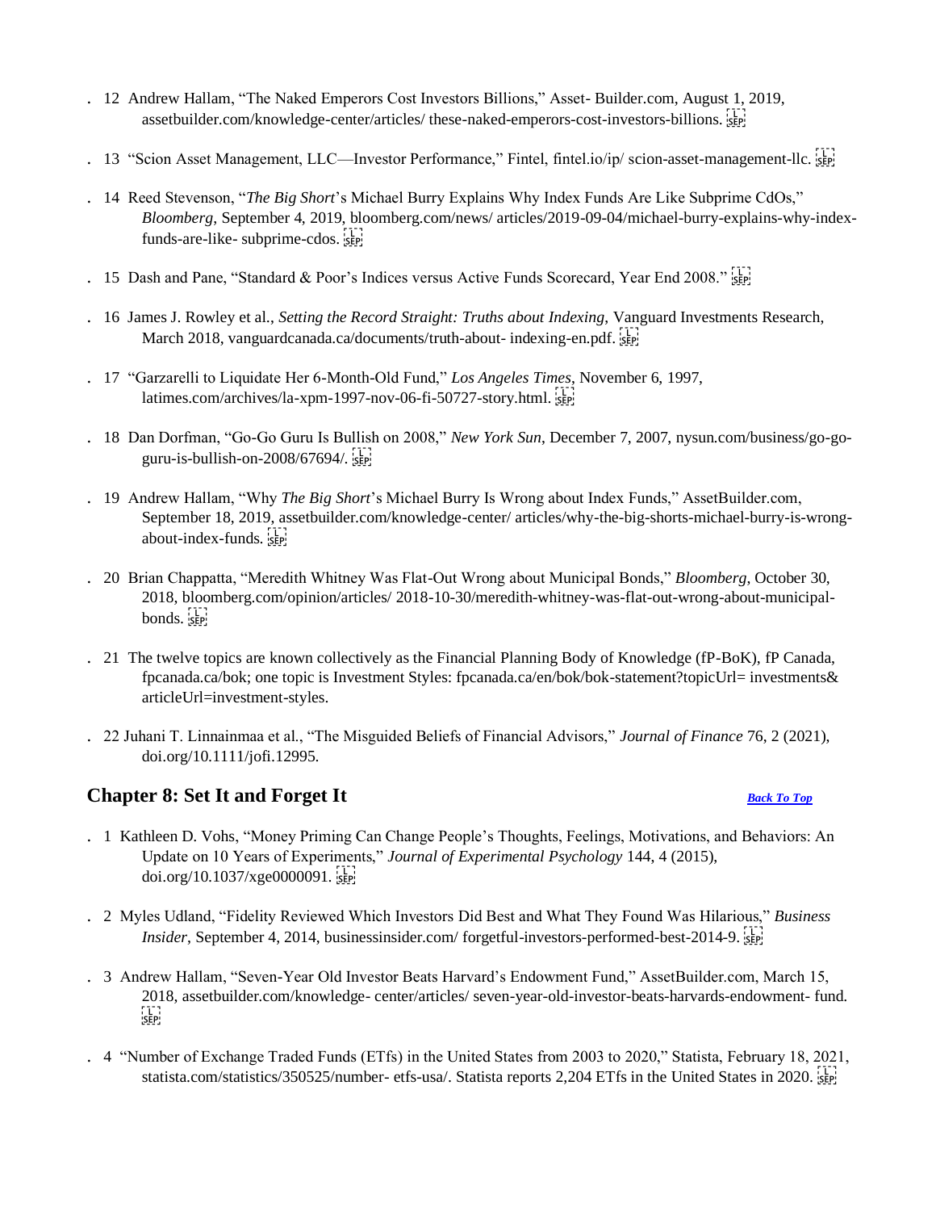. 12 Andrew Hallam, “The Naked Emperors Cost Investors Billions,” Asset- Builder.com, August 1, 2019, assetbuilder.com/knowledge-center/articles/ these-naked-emperors-cost-investors-billions.

. 13 “Scion Asset Management, LLC—Investor Performance,” Fintel, fintel.io/ip/ scion-asset-management-llc.

. 14 Reed Stevenson, “*The Big Short*’s Michael Burry Explains Why Index Funds Are Like Subprime CdOs,” *Bloomberg*, September 4, 2019, bloomberg.com/news/ articles/2019-09-04/michael-burry-explains-why-index-funds-are-like- subprime-cdos.

. 15 Dash and Pane, “Standard & Poor’s Indices versus Active Funds Scorecard, Year End 2008.”

. 16 James J. Rowley et al., *Setting the Record Straight: Truths about Indexing*, Vanguard Investments Research, March 2018, vanguardcanada.ca/documents/truth-about- indexing-en.pdf.

. 17 “Garzarelli to Liquidate Her 6-Month-Old Fund,” *Los Angeles Times*, November 6, 1997, latimes.com/archives/la-xpm-1997-nov-06-fi-50727-story.html.

. 18 Dan Dorfman, “Go-Go Guru Is Bullish on 2008,” *New York Sun*, December 7, 2007, nysun.com/business/go-go-guru-is-bullish-on-2008/67694/.

. 19 Andrew Hallam, “Why *The Big Short*’s Michael Burry Is Wrong about Index Funds,” AssetBuilder.com, September 18, 2019, assetbuilder.com/knowledge-center/ articles/why-the-big-shorts-michael-burry-is-wrong-about-index-funds.

. 20 Brian Chappatta, “Meredith Whitney Was Flat-Out Wrong about Municipal Bonds,” *Bloomberg*, October 30, 2018, bloomberg.com/opinion/articles/ 2018-10-30/meredith-whitney-was-flat-out-wrong-about-municipal-bonds.

. 21 The twelve topics are known collectively as the Financial Planning Body of Knowledge (fP-BoK), fP Canada, fpcanada.ca/bok; one topic is Investment Styles: fpcanada.ca/en/bok/bok-statement?topicUrl= investments& articleUrl=investment-styles.

. 22 Juhani T. Linnainmaa et al., “The Misguided Beliefs of Financial Advisors,” *Journal of Finance* 76, 2 (2021), doi.org/10.1111/jofi.12995.

## Chapter 8: Set It and Forget It

***Back To Top***

. 1 Kathleen D. Vohs, “Money Priming Can Change People’s Thoughts, Feelings, Motivations, and Behaviors: An Update on 10 Years of Experiments,” *Journal of Experimental Psychology* 144, 4 (2015), doi.org/10.1037/xge0000091.

. 2 Myles Udland, “Fidelity Reviewed Which Investors Did Best and What They Found Was Hilarious,” *Business Insider*, September 4, 2014, businessinsider.com/ forgetful-investors-performed-best-2014-9.

. 3 Andrew Hallam, “Seven-Year Old Investor Beats Harvard’s Endowment Fund,” AssetBuilder.com, March 15, 2018, assetbuilder.com/knowledge- center/articles/ seven-year-old-investor-beats-harvards-endowment- fund.

. 4 “Number of Exchange Traded Funds (ETfs) in the United States from 2003 to 2020,” Statista, February 18, 2021, statista.com/statistics/350525/number- etfs-usa/. Statista reports 2,204 ETfs in the United States in 2020.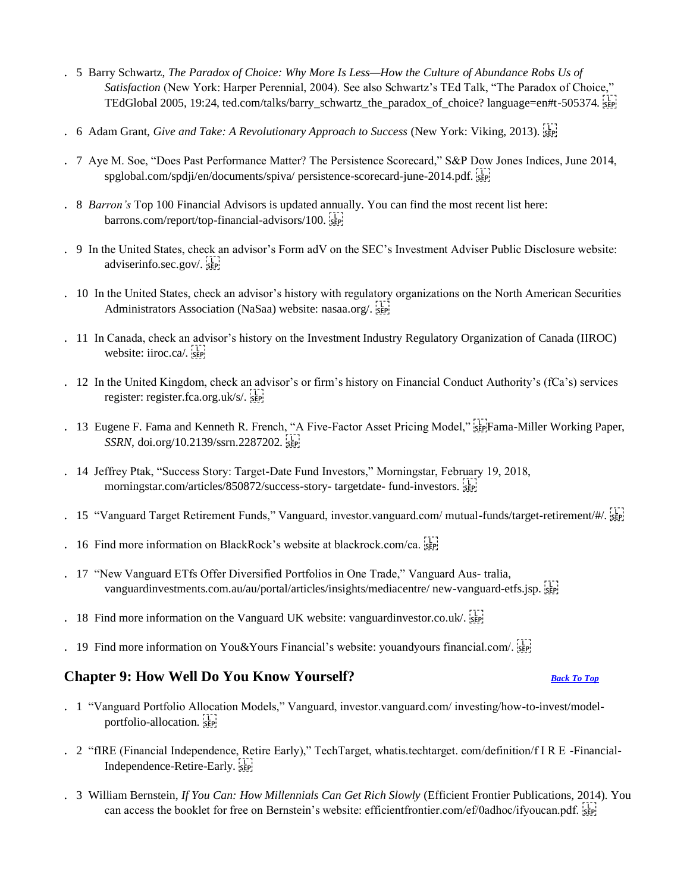. 5 Barry Schwartz, *The Paradox of Choice: Why More Is Less—How the Culture of Abundance Robs Us of Satisfaction* (New York: Harper Perennial, 2004). See also Schwartz's TEd Talk, "The Paradox of Choice," TEdGlobal 2005, 19:24, ted.com/talks/barry_schwartz_the_paradox_of_choice? language=en#t-505374.

. 6 Adam Grant, *Give and Take: A Revolutionary Approach to Success* (New York: Viking, 2013).

. 7 Aye M. Soe, "Does Past Performance Matter? The Persistence Scorecard," S&P Dow Jones Indices, June 2014, spglobal.com/spdji/en/documents/spiva/ persistence-scorecard-june-2014.pdf.

. 8 *Barron's* Top 100 Financial Advisors is updated annually. You can find the most recent list here: barrons.com/report/top-financial-advisors/100.

. 9 In the United States, check an advisor's Form adV on the SEC's Investment Adviser Public Disclosure website: adviserinfo.sec.gov/.

. 10 In the United States, check an advisor's history with regulatory organizations on the North American Securities Administrators Association (NaSaa) website: nasaa.org/.

. 11 In Canada, check an advisor's history on the Investment Industry Regulatory Organization of Canada (IIROC) website: iiroc.ca/.

. 12 In the United Kingdom, check an advisor's or firm's history on Financial Conduct Authority's (fCa's) services register: register.fca.org.uk/s/.

. 13 Eugene F. Fama and Kenneth R. French, "A Five-Factor Asset Pricing Model," Fama-Miller Working Paper, *SSRN*, doi.org/10.2139/ssrn.2287202.

. 14 Jeffrey Ptak, "Success Story: Target-Date Fund Investors," Morningstar, February 19, 2018, morningstar.com/articles/850872/success-story- targetdate- fund-investors.

. 15 "Vanguard Target Retirement Funds," Vanguard, investor.vanguard.com/ mutual-funds/target-retirement/#/.

. 16 Find more information on BlackRock's website at blackrock.com/ca.

. 17 "New Vanguard ETfs Offer Diversified Portfolios in One Trade," Vanguard Aus- tralia, vanguardinvestments.com.au/au/portal/articles/insights/mediacentre/ new-vanguard-etfs.jsp.

. 18 Find more information on the Vanguard UK website: vanguardinvestor.co.uk/.

. 19 Find more information on You&Yours Financial's website: youandyours financial.com/.

## Chapter 9: How Well Do You Know Yourself?

*Back To Top*

. 1 "Vanguard Portfolio Allocation Models," Vanguard, investor.vanguard.com/ investing/how-to-invest/model-portfolio-allocation.

. 2 "fIRE (Financial Independence, Retire Early)," TechTarget, whatis.techtarget. com/definition/f I R E -Financial-Independence-Retire-Early.

. 3 William Bernstein, *If You Can: How Millennials Can Get Rich Slowly* (Efficient Frontier Publications, 2014). You can access the booklet for free on Bernstein's website: efficientfrontier.com/ef/0adhoc/ifyoucan.pdf.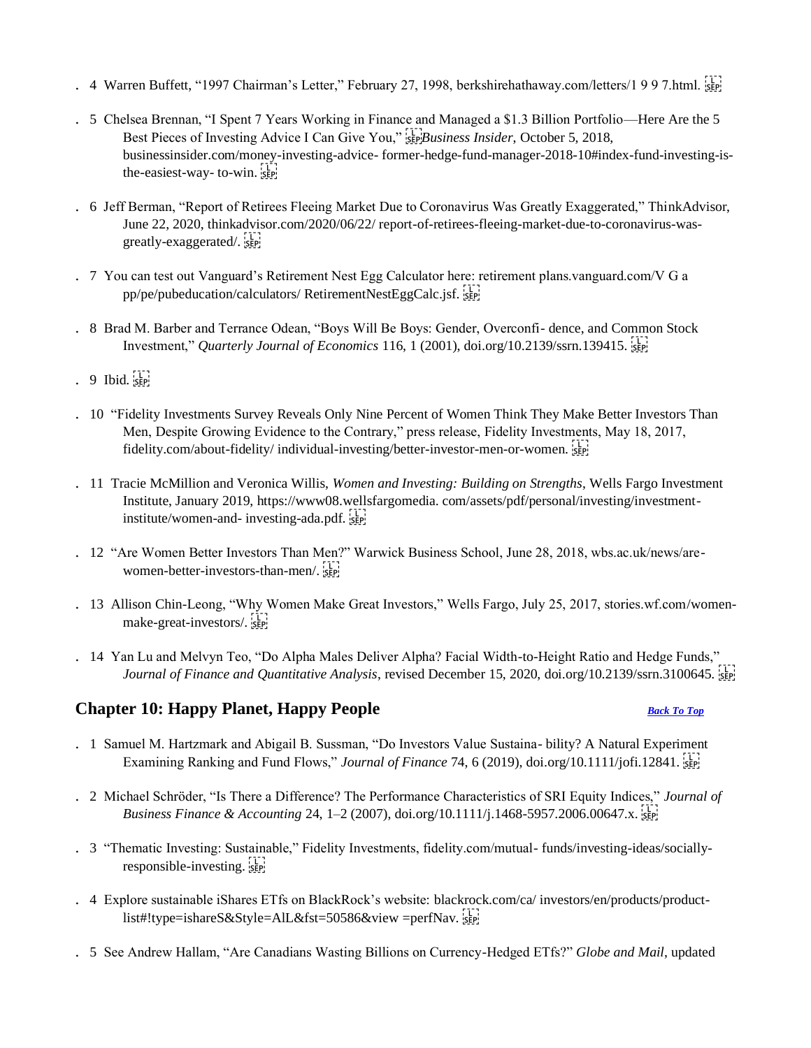. 4 Warren Buffett, "1997 Chairman's Letter," February 27, 1998, berkshirehathaway.com/letters/1 9 9 7.html.

. 5 Chelsea Brennan, "I Spent 7 Years Working in Finance and Managed a $1.3 Billion Portfolio—Here Are the 5 Best Pieces of Investing Advice I Can Give You," *Business Insider*, October 5, 2018, businessinsider.com/money-investing-advice- former-hedge-fund-manager-2018-10#index-fund-investing-is-the-easiest-way- to-win.

. 6 Jeff Berman, "Report of Retirees Fleeing Market Due to Coronavirus Was Greatly Exaggerated," ThinkAdvisor, June 22, 2020, thinkadvisor.com/2020/06/22/ report-of-retirees-fleeing-market-due-to-coronavirus-was-greatly-exaggerated/.

. 7 You can test out Vanguard's Retirement Nest Egg Calculator here: retirement plans.vanguard.com/V G a pp/pe/pubeducation/calculators/ RetirementNestEggCalc.jsf.

. 8 Brad M. Barber and Terrance Odean, "Boys Will Be Boys: Gender, Overconfi- dence, and Common Stock Investment," *Quarterly Journal of Economics* 116, 1 (2001), doi.org/10.2139/ssrn.139415.

. 9 Ibid.

. 10 "Fidelity Investments Survey Reveals Only Nine Percent of Women Think They Make Better Investors Than Men, Despite Growing Evidence to the Contrary," press release, Fidelity Investments, May 18, 2017, fidelity.com/about-fidelity/ individual-investing/better-investor-men-or-women.

. 11 Tracie McMillion and Veronica Willis, *Women and Investing: Building on Strengths*, Wells Fargo Investment Institute, January 2019, https://www08.wellsfargomedia. com/assets/pdf/personal/investing/investment-institute/women-and- investing-ada.pdf.

. 12 "Are Women Better Investors Than Men?" Warwick Business School, June 28, 2018, wbs.ac.uk/news/are-women-better-investors-than-men/.

. 13 Allison Chin-Leong, "Why Women Make Great Investors," Wells Fargo, July 25, 2017, stories.wf.com/women-make-great-investors/.

. 14 Yan Lu and Melvyn Teo, "Do Alpha Males Deliver Alpha? Facial Width-to-Height Ratio and Hedge Funds," *Journal of Finance and Quantitative Analysis*, revised December 15, 2020, doi.org/10.2139/ssrn.3100645.

## Chapter 10: Happy Planet, Happy People

*Back To Top*

. 1 Samuel M. Hartzmark and Abigail B. Sussman, "Do Investors Value Sustaina- bility? A Natural Experiment Examining Ranking and Fund Flows," *Journal of Finance* 74, 6 (2019), doi.org/10.1111/jofi.12841.

. 2 Michael Schröder, "Is There a Difference? The Performance Characteristics of SRI Equity Indices," *Journal of Business Finance & Accounting* 24, 1–2 (2007), doi.org/10.1111/j.1468-5957.2006.00647.x.

. 3 "Thematic Investing: Sustainable," Fidelity Investments, fidelity.com/mutual- funds/investing-ideas/socially-responsible-investing.

. 4 Explore sustainable iShares ETfs on BlackRock's website: blackrock.com/ca/ investors/en/products/product-list#!type=ishareS&Style=AlL&fst=50586&view =perfNav.

. 5 See Andrew Hallam, "Are Canadians Wasting Billions on Currency-Hedged ETfs?" *Globe and Mail*, updated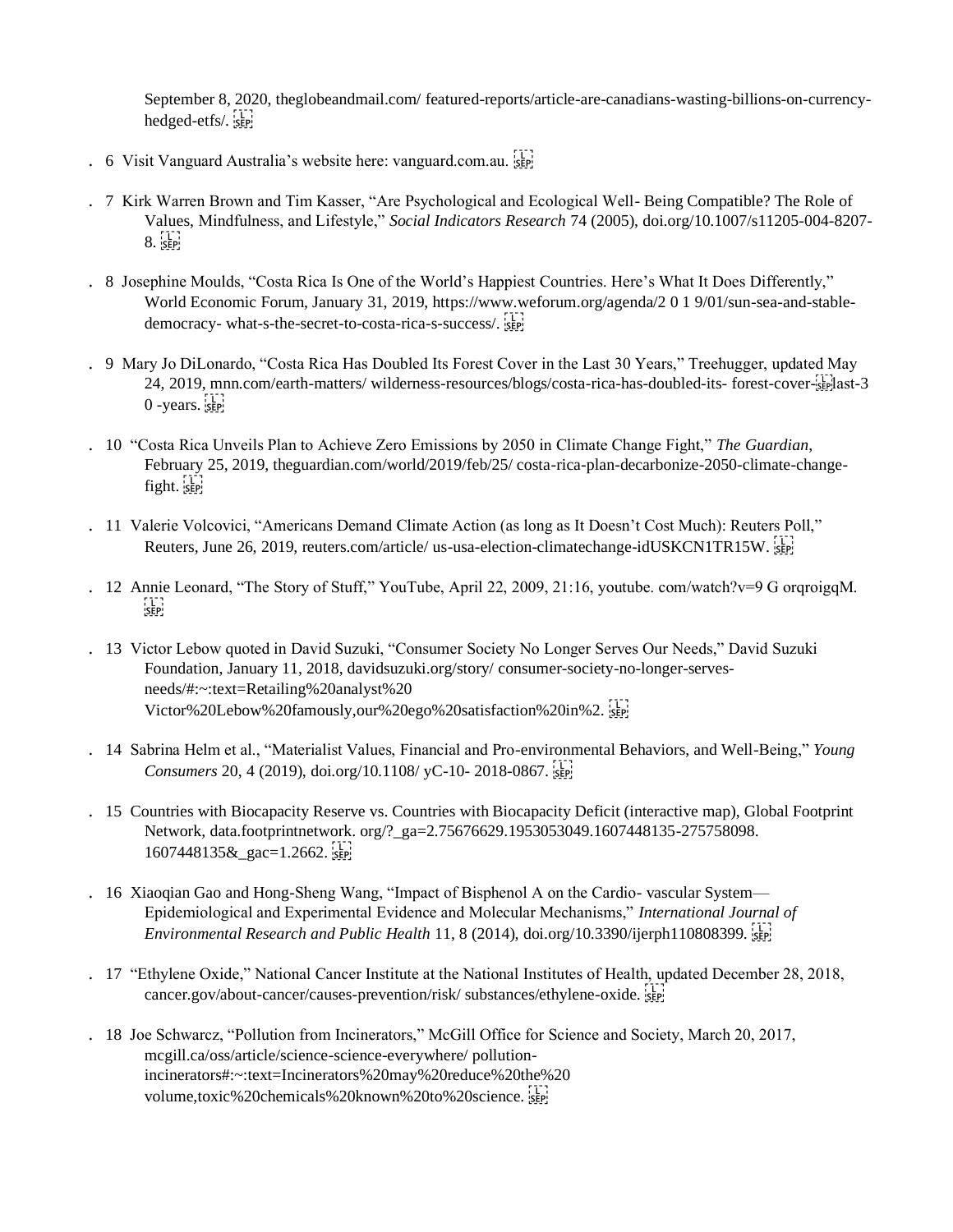September 8, 2020, theglobeandmail.com/ featured-reports/article-are-canadians-wasting-billions-on-currency-hedged-etfs/.

. 6 Visit Vanguard Australia's website here: vanguard.com.au.

. 7 Kirk Warren Brown and Tim Kasser, "Are Psychological and Ecological Well- Being Compatible? The Role of Values, Mindfulness, and Lifestyle," *Social Indicators Research* 74 (2005), doi.org/10.1007/s11205-004-8207-8.

. 8 Josephine Moulds, "Costa Rica Is One of the World's Happiest Countries. Here's What It Does Differently," World Economic Forum, January 31, 2019, https://www.weforum.org/agenda/2 0 1 9/01/sun-sea-and-stable-democracy- what-s-the-secret-to-costa-rica-s-success/.

. 9 Mary Jo DiLonardo, "Costa Rica Has Doubled Its Forest Cover in the Last 30 Years," Treehugger, updated May 24, 2019, mnn.com/earth-matters/ wilderness-resources/blogs/costa-rica-has-doubled-its- forest-cover-last-3 0 -years.

. 10 "Costa Rica Unveils Plan to Achieve Zero Emissions by 2050 in Climate Change Fight," *The Guardian*, February 25, 2019, theguardian.com/world/2019/feb/25/ costa-rica-plan-decarbonize-2050-climate-change-fight.

. 11 Valerie Volcovici, "Americans Demand Climate Action (as long as It Doesn't Cost Much): Reuters Poll," Reuters, June 26, 2019, reuters.com/article/ us-usa-election-climatechange-idUSKCN1TR15W.

. 12 Annie Leonard, "The Story of Stuff," YouTube, April 22, 2009, 21:16, youtube. com/watch?v=9 G orqroigqM.

. 13 Victor Lebow quoted in David Suzuki, "Consumer Society No Longer Serves Our Needs," David Suzuki Foundation, January 11, 2018, davidsuzuki.org/story/ consumer-society-no-longer-serves-needs/#:~:text=Retailing%20analyst%20 Victor%20Lebow%20famously,our%20ego%20satisfaction%20in%2.

. 14 Sabrina Helm et al., "Materialist Values, Financial and Pro-environmental Behaviors, and Well-Being," *Young Consumers* 20, 4 (2019), doi.org/10.1108/ yC-10- 2018-0867.

. 15 Countries with Biocapacity Reserve vs. Countries with Biocapacity Deficit (interactive map), Global Footprint Network, data.footprintnetwork. org/?_ga=2.75676629.1953053049.1607448135-275758098. 1607448135&_gac=1.2662.

. 16 Xiaoqian Gao and Hong-Sheng Wang, "Impact of Bisphenol A on the Cardio- vascular System—Epidemiological and Experimental Evidence and Molecular Mechanisms," *International Journal of Environmental Research and Public Health* 11, 8 (2014), doi.org/10.3390/ijerph110808399.

. 17 "Ethylene Oxide," National Cancer Institute at the National Institutes of Health, updated December 28, 2018, cancer.gov/about-cancer/causes-prevention/risk/ substances/ethylene-oxide.

. 18 Joe Schwarcz, "Pollution from Incinerators," McGill Office for Science and Society, March 20, 2017, mcgill.ca/oss/article/science-science-everywhere/ pollution-incinerators#:~:text=Incinerators%20may%20reduce%20the%20 volume,toxic%20chemicals%20known%20to%20science.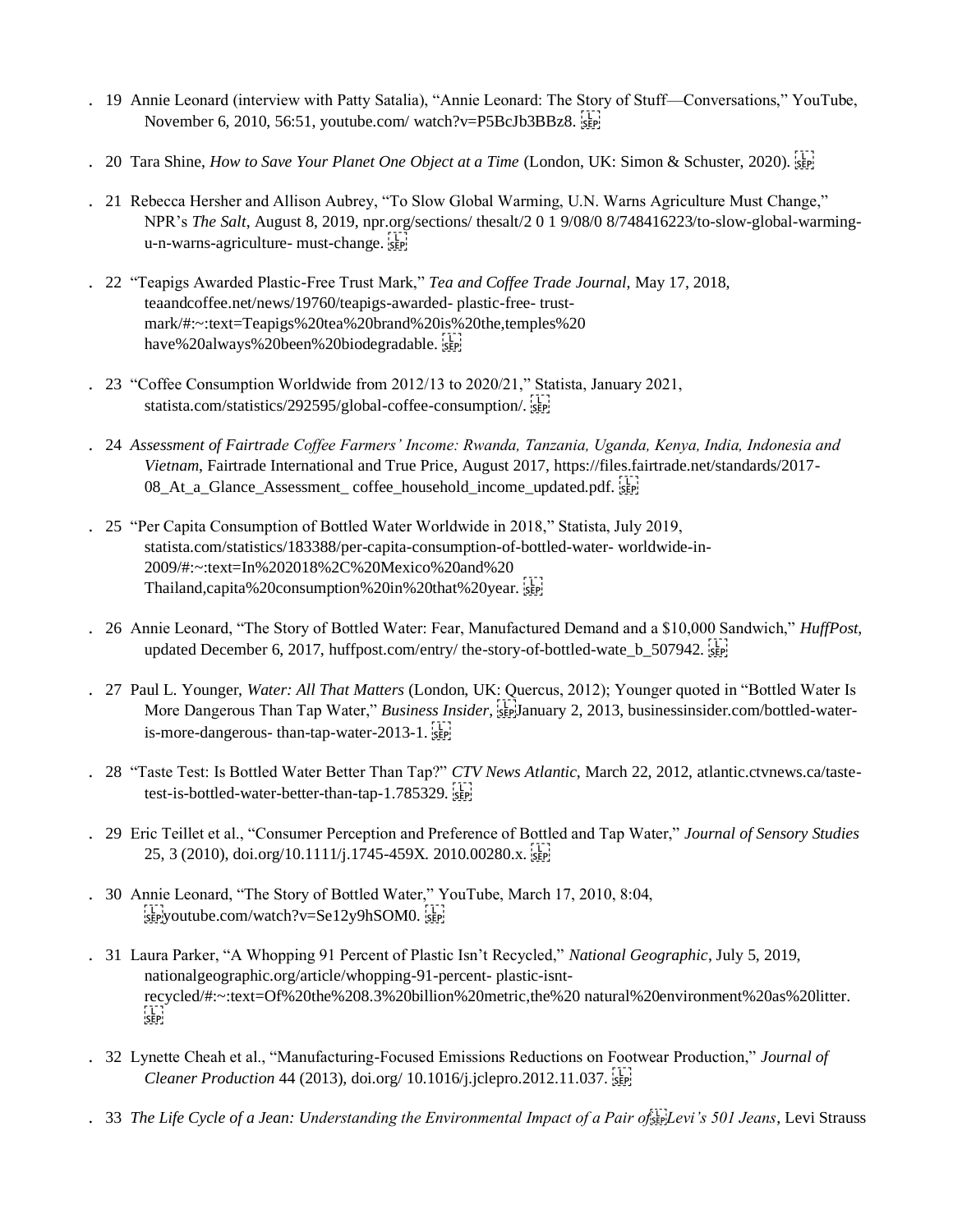19. Annie Leonard (interview with Patty Satalia), "Annie Leonard: The Story of Stuff—Conversations," YouTube, November 6, 2010, 56:51, youtube.com/ watch?v=P5BcJb3BBz8.

20. Tara Shine, *How to Save Your Planet One Object at a Time* (London, UK: Simon & Schuster, 2020).

21. Rebecca Hersher and Allison Aubrey, "To Slow Global Warming, U.N. Warns Agriculture Must Change," NPR's *The Salt*, August 8, 2019, npr.org/sections/ thesalt/2 0 1 9/08/0 8/748416223/to-slow-global-warming-u-n-warns-agriculture- must-change.

22. "Teapigs Awarded Plastic-Free Trust Mark," *Tea and Coffee Trade Journal*, May 17, 2018, teaandcoffee.net/news/19760/teapigs-awarded- plastic-free- trust-mark/#:~:text=Teapigs%20tea%20brand%20is%20the,temples%20 have%20always%20been%20biodegradable.

23. "Coffee Consumption Worldwide from 2012/13 to 2020/21," Statista, January 2021, statista.com/statistics/292595/global-coffee-consumption/.

24. *Assessment of Fairtrade Coffee Farmers' Income: Rwanda, Tanzania, Uganda, Kenya, India, Indonesia and Vietnam*, Fairtrade International and True Price, August 2017, https://files.fairtrade.net/standards/2017-08_At_a_Glance_Assessment_ coffee_household_income_updated.pdf.

25. "Per Capita Consumption of Bottled Water Worldwide in 2018," Statista, July 2019, statista.com/statistics/183388/per-capita-consumption-of-bottled-water- worldwide-in-2009/#:~:text=In%202018%2C%20Mexico%20and%20 Thailand,capita%20consumption%20in%20that%20year.

26. Annie Leonard, "The Story of Bottled Water: Fear, Manufactured Demand and a $10,000 Sandwich," *HuffPost*, updated December 6, 2017, huffpost.com/entry/ the-story-of-bottled-wate_b_507942.

27. Paul L. Younger, *Water: All That Matters* (London, UK: Quercus, 2012); Younger quoted in "Bottled Water Is More Dangerous Than Tap Water," *Business Insider*, January 2, 2013, businessinsider.com/bottled-water-is-more-dangerous- than-tap-water-2013-1.

28. "Taste Test: Is Bottled Water Better Than Tap?" *CTV News Atlantic*, March 22, 2012, atlantic.ctvnews.ca/taste-test-is-bottled-water-better-than-tap-1.785329.

29. Eric Teillet et al., "Consumer Perception and Preference of Bottled and Tap Water," *Journal of Sensory Studies* 25, 3 (2010), doi.org/10.1111/j.1745-459X. 2010.00280.x.

30. Annie Leonard, "The Story of Bottled Water," YouTube, March 17, 2010, 8:04, youtube.com/watch?v=Se12y9hSOM0.

31. Laura Parker, "A Whopping 91 Percent of Plastic Isn't Recycled," *National Geographic*, July 5, 2019, nationalgeographic.org/article/whopping-91-percent- plastic-isnt-recycled/#:~:text=Of%20the%208.3%20billion%20metric,the%20 natural%20environment%20as%20litter.

32. Lynette Cheah et al., "Manufacturing-Focused Emissions Reductions on Footwear Production," *Journal of Cleaner Production* 44 (2013), doi.org/ 10.1016/j.jclepro.2012.11.037.

33. *The Life Cycle of a Jean: Understanding the Environmental Impact of a Pair of Levi's 501 Jeans*, Levi Strauss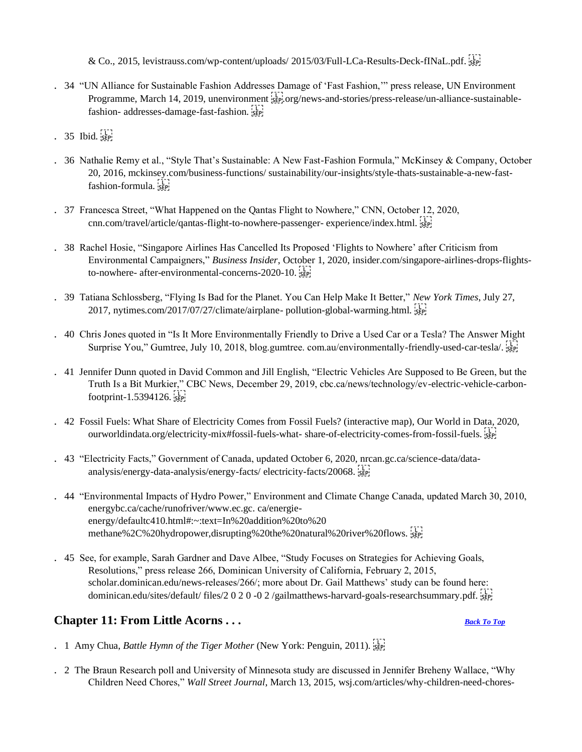& Co., 2015, levistrauss.com/wp-content/uploads/ 2015/03/Full-LCa-Results-Deck-fINaL.pdf.

34. "UN Alliance for Sustainable Fashion Addresses Damage of 'Fast Fashion,'" press release, UN Environment Programme, March 14, 2019, unenvironment .org/news-and-stories/press-release/un-alliance-sustainable-fashion- addresses-damage-fast-fashion.

35. Ibid.

36. Nathalie Remy et al., "Style That's Sustainable: A New Fast-Fashion Formula," McKinsey & Company, October 20, 2016, mckinsey.com/business-functions/ sustainability/our-insights/style-thats-sustainable-a-new-fast-fashion-formula.

37. Francesca Street, "What Happened on the Qantas Flight to Nowhere," CNN, October 12, 2020, cnn.com/travel/article/qantas-flight-to-nowhere-passenger- experience/index.html.

38. Rachel Hosie, "Singapore Airlines Has Cancelled Its Proposed 'Flights to Nowhere' after Criticism from Environmental Campaigners," *Business Insider*, October 1, 2020, insider.com/singapore-airlines-drops-flights-to-nowhere- after-environmental-concerns-2020-10.

39. Tatiana Schlossberg, "Flying Is Bad for the Planet. You Can Help Make It Better," *New York Times*, July 27, 2017, nytimes.com/2017/07/27/climate/airplane- pollution-global-warming.html.

40. Chris Jones quoted in "Is It More Environmentally Friendly to Drive a Used Car or a Tesla? The Answer Might Surprise You," Gumtree, July 10, 2018, blog.gumtree. com.au/environmentally-friendly-used-car-tesla/.

41. Jennifer Dunn quoted in David Common and Jill English, "Electric Vehicles Are Supposed to Be Green, but the Truth Is a Bit Murkier," CBC News, December 29, 2019, cbc.ca/news/technology/ev-electric-vehicle-carbon-footprint-1.5394126.

42. Fossil Fuels: What Share of Electricity Comes from Fossil Fuels? (interactive map), Our World in Data, 2020, ourworldindata.org/electricity-mix#fossil-fuels-what- share-of-electricity-comes-from-fossil-fuels.

43. "Electricity Facts," Government of Canada, updated October 6, 2020, nrcan.gc.ca/science-data/data-analysis/energy-data-analysis/energy-facts/ electricity-facts/20068.

44. "Environmental Impacts of Hydro Power," Environment and Climate Change Canada, updated March 30, 2010, energybc.ca/cache/runofriver/www.ec.gc. ca/energie-energy/defaultc410.html#:~:text=In%20addition%20to%20 methane%2C%20hydropower,disrupting%20the%20natural%20river%20flows.

45. See, for example, Sarah Gardner and Dave Albee, "Study Focuses on Strategies for Achieving Goals, Resolutions," press release 266, Dominican University of California, February 2, 2015, scholar.dominican.edu/news-releases/266/; more about Dr. Gail Matthews' study can be found here: dominican.edu/sites/default/ files/2 0 2 0 -0 2 /gailmatthews-harvard-goals-researchsummary.pdf.

## Chapter 11: From Little Acorns . . .

***Back To Top***

1. Amy Chua, *Battle Hymn of the Tiger Mother* (New York: Penguin, 2011).

2. The Braun Research poll and University of Minnesota study are discussed in Jennifer Breheny Wallace, "Why Children Need Chores," *Wall Street Journal*, March 13, 2015, wsj.com/articles/why-children-need-chores-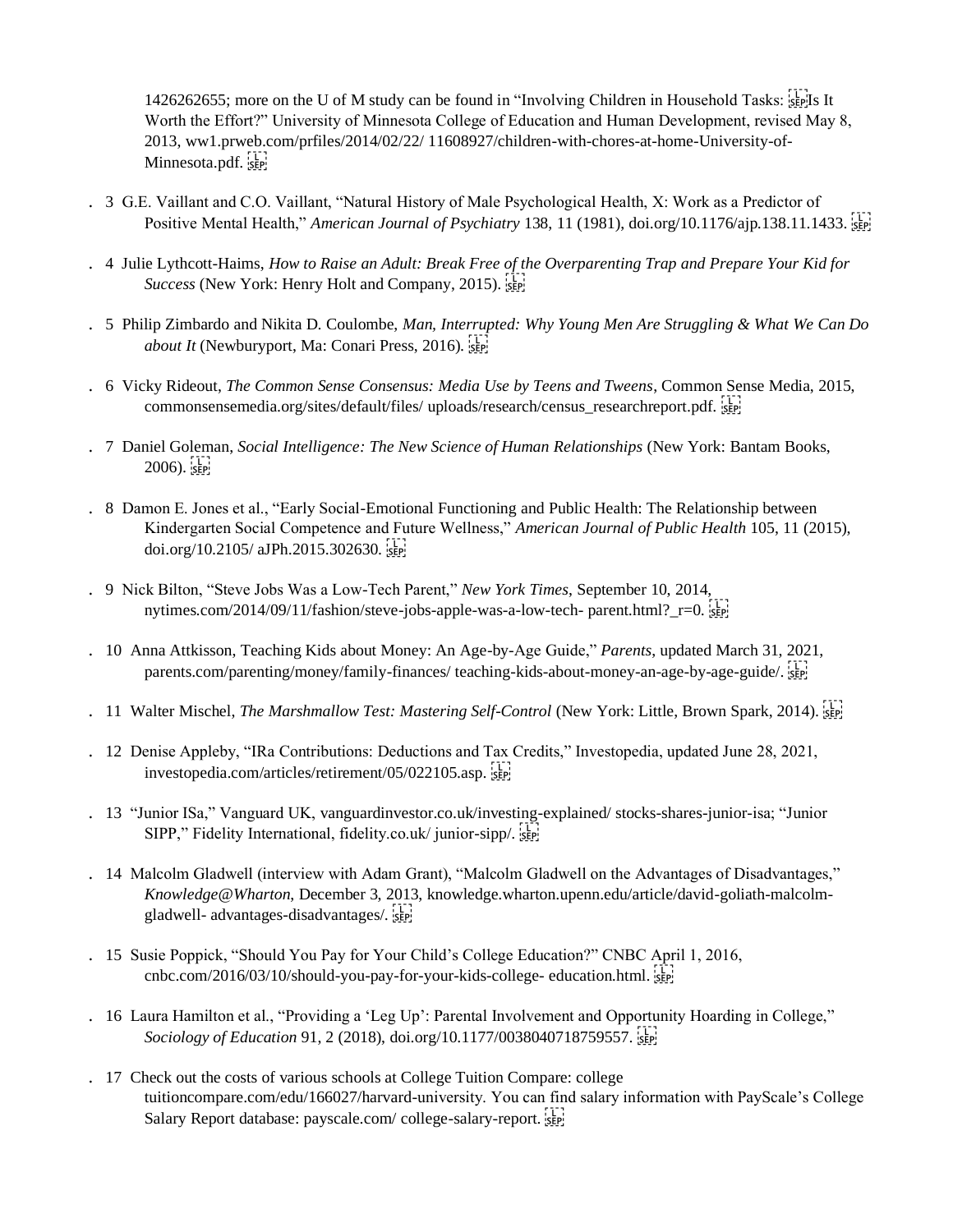1426262655; more on the U of M study can be found in “Involving Children in Household Tasks: Is It Worth the Effort?” University of Minnesota College of Education and Human Development, revised May 8, 2013, ww1.prweb.com/prfiles/2014/02/22/ 11608927/children-with-chores-at-home-University-of-Minnesota.pdf.

3. G.E. Vaillant and C.O. Vaillant, “Natural History of Male Psychological Health, X: Work as a Predictor of Positive Mental Health,” *American Journal of Psychiatry* 138, 11 (1981), doi.org/10.1176/ajp.138.11.1433.

4. Julie Lythcott-Haims, *How to Raise an Adult: Break Free of the Overparenting Trap and Prepare Your Kid for Success* (New York: Henry Holt and Company, 2015).

5. Philip Zimbardo and Nikita D. Coulombe, *Man, Interrupted: Why Young Men Are Struggling & What We Can Do about It* (Newburyport, Ma: Conari Press, 2016).

6. Vicky Rideout, *The Common Sense Consensus: Media Use by Teens and Tweens*, Common Sense Media, 2015, commonsensemedia.org/sites/default/files/ uploads/research/census_researchreport.pdf.

7. Daniel Goleman, *Social Intelligence: The New Science of Human Relationships* (New York: Bantam Books, 2006).

8. Damon E. Jones et al., “Early Social-Emotional Functioning and Public Health: The Relationship between Kindergarten Social Competence and Future Wellness,” *American Journal of Public Health* 105, 11 (2015), doi.org/10.2105/ aJPh.2015.302630.

9. Nick Bilton, “Steve Jobs Was a Low-Tech Parent,” *New York Times*, September 10, 2014, nytimes.com/2014/09/11/fashion/steve-jobs-apple-was-a-low-tech- parent.html?_r=0.

10. Anna Attkisson, Teaching Kids about Money: An Age-by-Age Guide,” *Parents*, updated March 31, 2021, parents.com/parenting/money/family-finances/ teaching-kids-about-money-an-age-by-age-guide/.

11. Walter Mischel, *The Marshmallow Test: Mastering Self-Control* (New York: Little, Brown Spark, 2014).

12. Denise Appleby, “IRa Contributions: Deductions and Tax Credits,” Investopedia, updated June 28, 2021, investopedia.com/articles/retirement/05/022105.asp.

13. “Junior ISa,” Vanguard UK, vanguardinvestor.co.uk/investing-explained/ stocks-shares-junior-isa; “Junior SIPP,” Fidelity International, fidelity.co.uk/ junior-sipp/.

14. Malcolm Gladwell (interview with Adam Grant), “Malcolm Gladwell on the Advantages of Disadvantages,” *Knowledge@Wharton*, December 3, 2013, knowledge.wharton.upenn.edu/article/david-goliath-malcolm-gladwell- advantages-disadvantages/.

15. Susie Poppick, “Should You Pay for Your Child’s College Education?” CNBC April 1, 2016, cnbc.com/2016/03/10/should-you-pay-for-your-kids-college- education.html.

16. Laura Hamilton et al., “Providing a ‘Leg Up’: Parental Involvement and Opportunity Hoarding in College,” *Sociology of Education* 91, 2 (2018), doi.org/10.1177/0038040718759557.

17. Check out the costs of various schools at College Tuition Compare: college tuitioncompare.com/edu/166027/harvard-university. You can find salary information with PayScale’s College Salary Report database: payscale.com/ college-salary-report.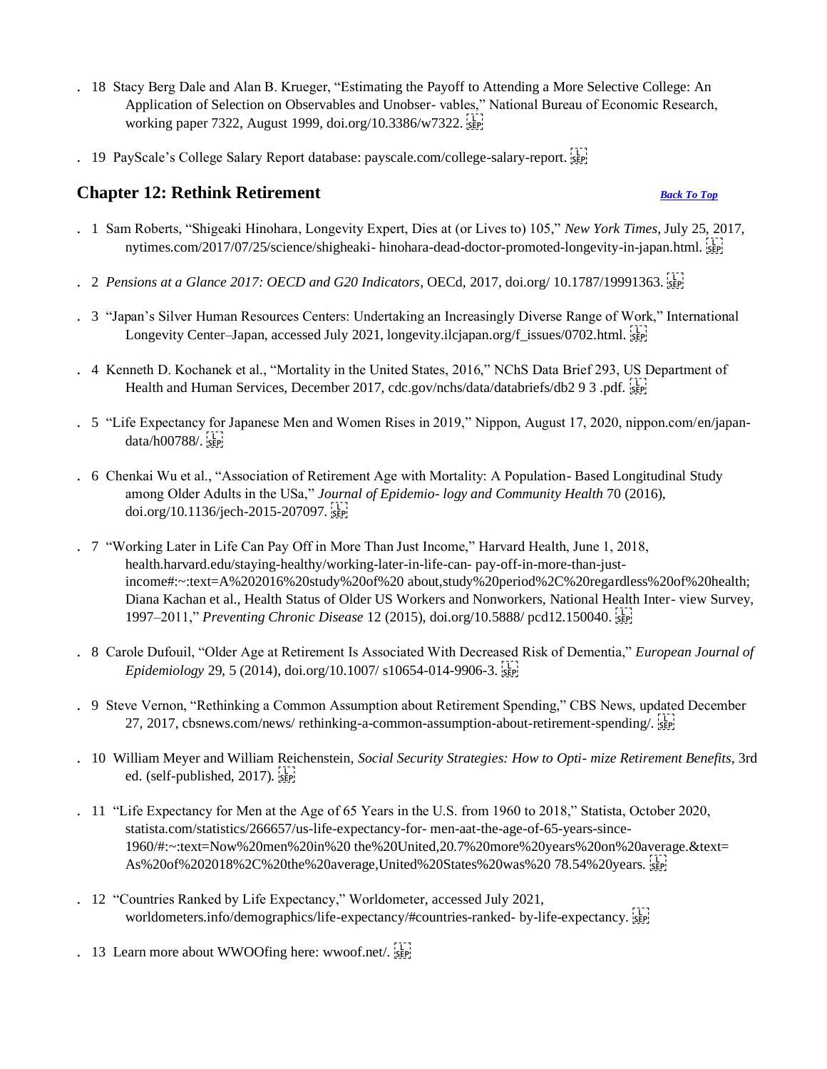. 18 Stacy Berg Dale and Alan B. Krueger, "Estimating the Payoff to Attending a More Selective College: An Application of Selection on Observables and Unobser- vables," National Bureau of Economic Research, working paper 7322, August 1999, doi.org/10.3386/w7322.

. 19 PayScale's College Salary Report database: payscale.com/college-salary-report.

## Chapter 12: Rethink Retirement

*Back To Top*

. 1 Sam Roberts, "Shigeaki Hinohara, Longevity Expert, Dies at (or Lives to) 105," *New York Times*, July 25, 2017, nytimes.com/2017/07/25/science/shigheaki- hinohara-dead-doctor-promoted-longevity-in-japan.html.

. 2 *Pensions at a Glance 2017: OECD and G20 Indicators*, OECd, 2017, doi.org/ 10.1787/19991363.

. 3 "Japan's Silver Human Resources Centers: Undertaking an Increasingly Diverse Range of Work," International Longevity Center–Japan, accessed July 2021, longevity.ilcjapan.org/f_issues/0702.html.

. 4 Kenneth D. Kochanek et al., "Mortality in the United States, 2016," NChS Data Brief 293, US Department of Health and Human Services, December 2017, cdc.gov/nchs/data/databriefs/db2 9 3 .pdf.

. 5 "Life Expectancy for Japanese Men and Women Rises in 2019," Nippon, August 17, 2020, nippon.com/en/japan-data/h00788/.

. 6 Chenkai Wu et al., "Association of Retirement Age with Mortality: A Population- Based Longitudinal Study among Older Adults in the USa," *Journal of Epidemio- logy and Community Health* 70 (2016), doi.org/10.1136/jech-2015-207097.

. 7 "Working Later in Life Can Pay Off in More Than Just Income," Harvard Health, June 1, 2018, health.harvard.edu/staying-healthy/working-later-in-life-can- pay-off-in-more-than-just-income#:~:text=A%202016%20study%20of%20 about,study%20period%2C%20regardless%20of%20health; Diana Kachan et al., Health Status of Older US Workers and Nonworkers, National Health Inter- view Survey, 1997–2011," *Preventing Chronic Disease* 12 (2015), doi.org/10.5888/ pcd12.150040.

. 8 Carole Dufouil, "Older Age at Retirement Is Associated With Decreased Risk of Dementia," *European Journal of Epidemiology* 29, 5 (2014), doi.org/10.1007/ s10654-014-9906-3.

. 9 Steve Vernon, "Rethinking a Common Assumption about Retirement Spending," CBS News, updated December 27, 2017, cbsnews.com/news/ rethinking-a-common-assumption-about-retirement-spending/.

. 10 William Meyer and William Reichenstein, *Social Security Strategies: How to Opti- mize Retirement Benefits*, 3rd ed. (self-published, 2017).

. 11 "Life Expectancy for Men at the Age of 65 Years in the U.S. from 1960 to 2018," Statista, October 2020, statista.com/statistics/266657/us-life-expectancy-for- men-aat-the-age-of-65-years-since-1960/#:~:text=Now%20men%20in%20 the%20United,20.7%20more%20years%20on%20average.&text= As%20of%202018%2C%20the%20average,United%20States%20was%20 78.54%20years.

. 12 "Countries Ranked by Life Expectancy," Worldometer, accessed July 2021, worldometers.info/demographics/life-expectancy/#countries-ranked- by-life-expectancy.

. 13 Learn more about WWOOfing here: wwoof.net/.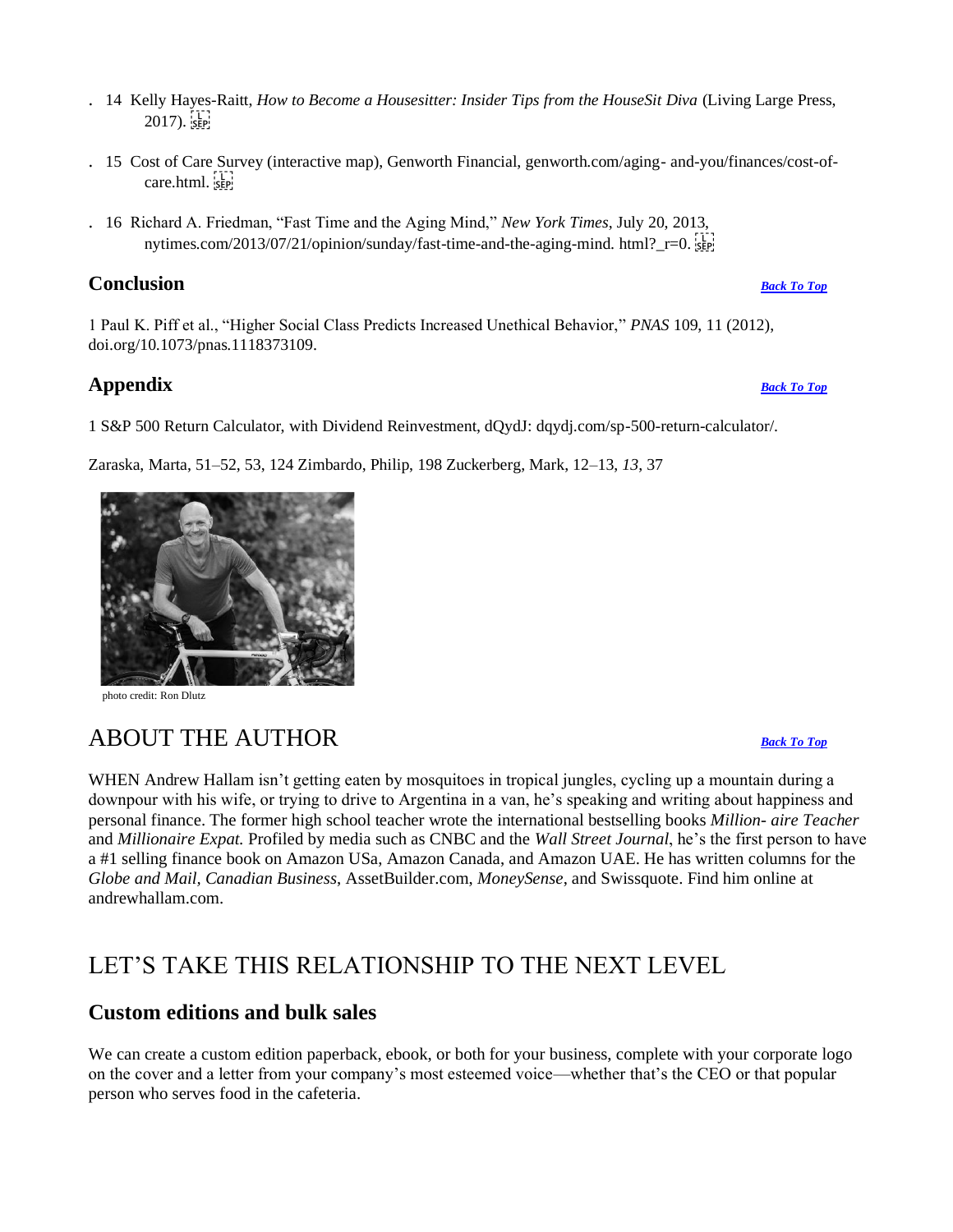. 14 Kelly Hayes-Raitt, *How to Become a Housesitter: Insider Tips from the HouseSit Diva* (Living Large Press, 2017).

. 15 Cost of Care Survey (interactive map), Genworth Financial, genworth.com/aging- and-you/finances/cost-of-care.html.

. 16 Richard A. Friedman, "Fast Time and the Aging Mind," *New York Times*, July 20, 2013, nytimes.com/2013/07/21/opinion/sunday/fast-time-and-the-aging-mind. html?_r=0.

### Conclusion

*Back To Top*

1 Paul K. Piff et al., "Higher Social Class Predicts Increased Unethical Behavior," *PNAS* 109, 11 (2012), doi.org/10.1073/pnas.1118373109.

### Appendix

*Back To Top*

1 S&P 500 Return Calculator, with Dividend Reinvestment, dQydJ: dqydj.com/sp-500-return-calculator/.

Zaraska, Marta, 51–52, 53, 124 Zimbardo, Philip, 198 Zuckerberg, Mark, 12–13, *13*, 37

photo credit: Ron Dlutz

## ABOUT THE AUTHOR

*Back To Top*

WHEN Andrew Hallam isn't getting eaten by mosquitoes in tropical jungles, cycling up a mountain during a downpour with his wife, or trying to drive to Argentina in a van, he's speaking and writing about happiness and personal finance. The former high school teacher wrote the international bestselling books *Million- aire Teacher* and *Millionaire Expat.* Profiled by media such as CNBC and the *Wall Street Journal*, he's the first person to have a #1 selling finance book on Amazon USa, Amazon Canada, and Amazon UAE. He has written columns for the *Globe and Mail, Canadian Business*, AssetBuilder.com, *MoneySense*, and Swissquote. Find him online at andrewhallam.com.

## LET'S TAKE THIS RELATIONSHIP TO THE NEXT LEVEL

### Custom editions and bulk sales

We can create a custom edition paperback, ebook, or both for your business, complete with your corporate logo on the cover and a letter from your company's most esteemed voice—whether that's the CEO or that popular person who serves food in the cafeteria.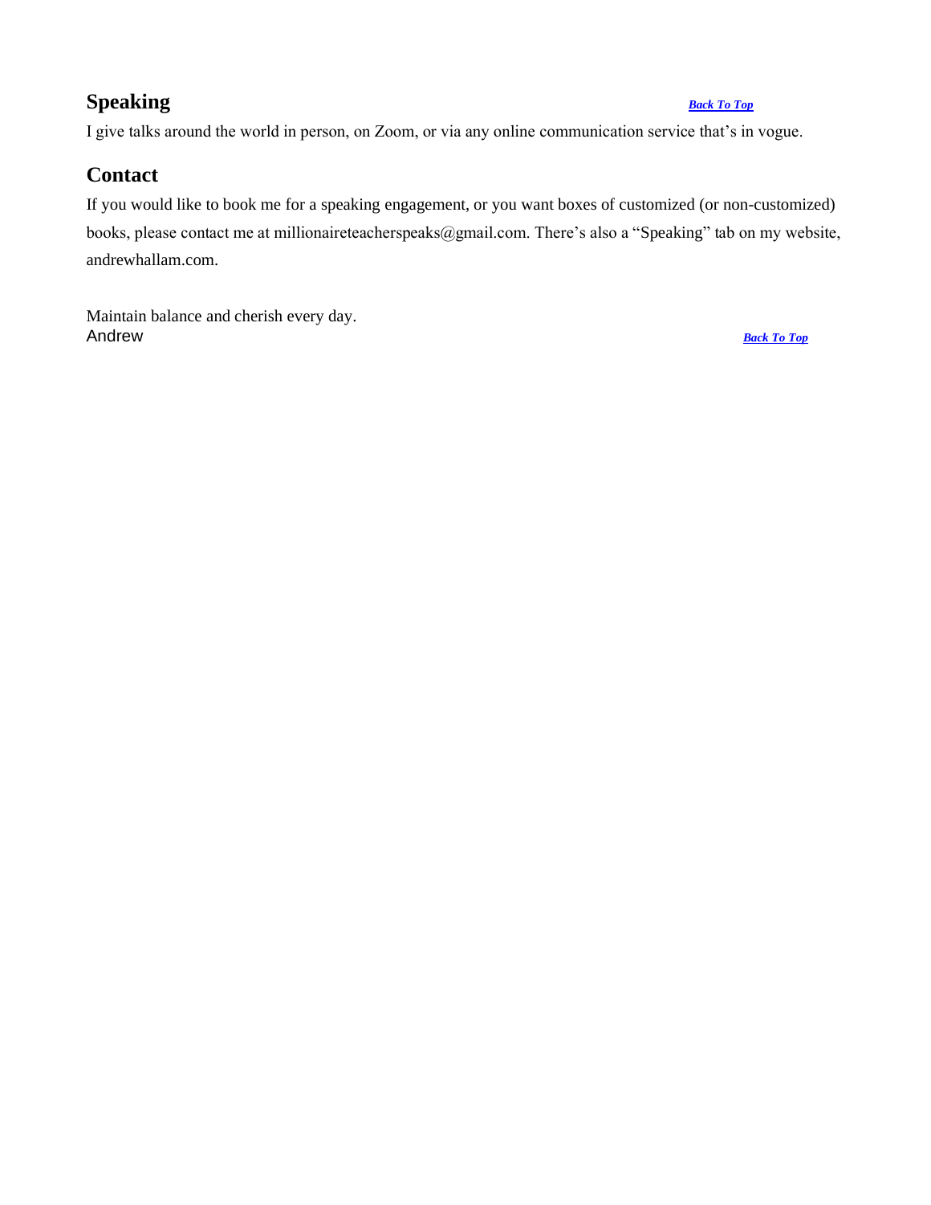## Speaking

[Back To Top]

I give talks around the world in person, on Zoom, or via any online communication service that's in vogue.

## Contact

If you would like to book me for a speaking engagement, or you want boxes of customized (or non-customized) books, please contact me at millionaireteacherspeaks@gmail.com. There's also a "Speaking" tab on my website, andrewhallam.com.

Maintain balance and cherish every day.
Andrew

[Back To Top]